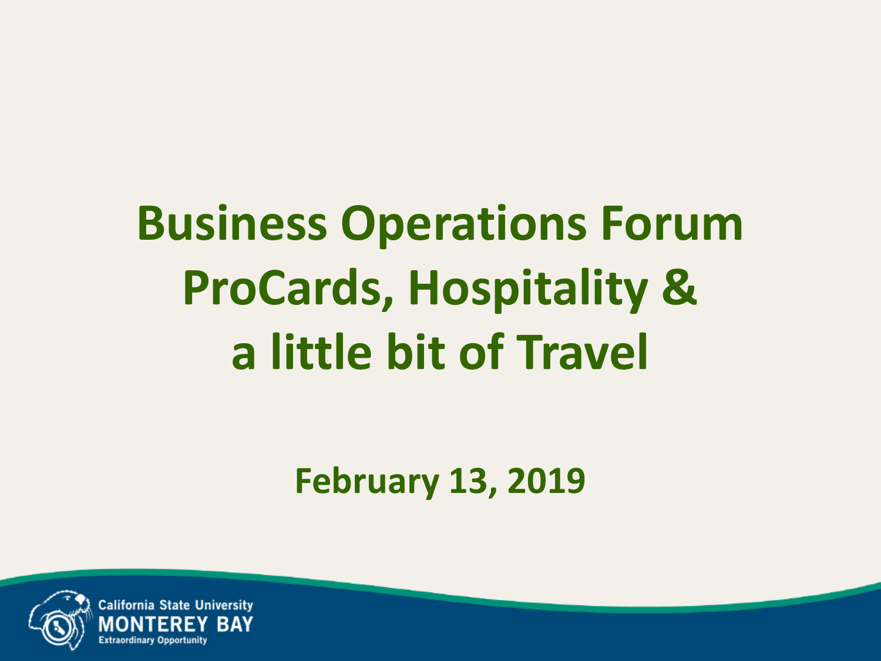# Business Operations Forum ProCards, Hospitality & a little bit of Travel

**February 13, 2019**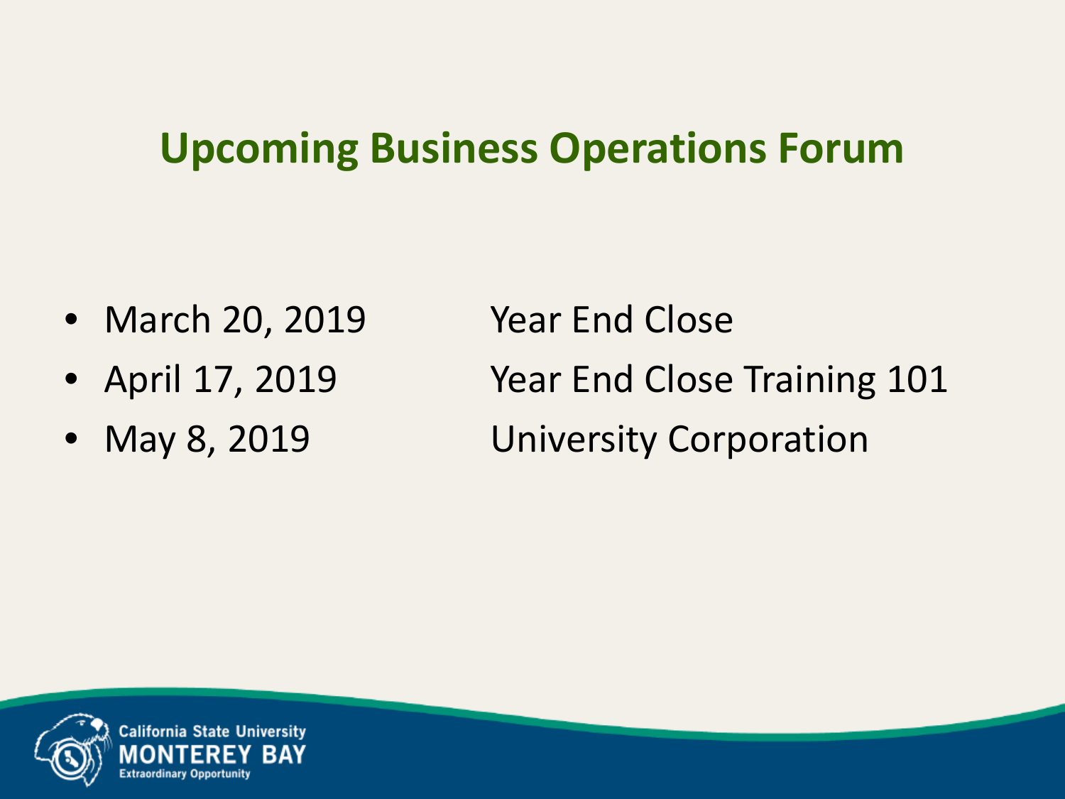# Upcoming Business Operations Forum

- March 20, 2019 Year End Close
- April 17, 2019 Year End Close Training 101
- May 8, 2019 University Corporation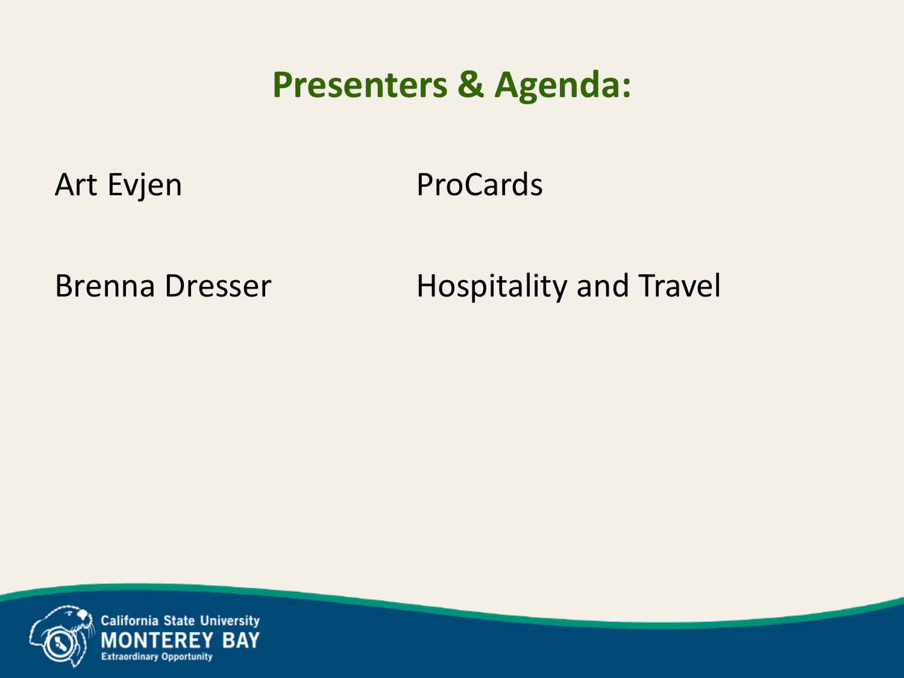# Presenters & Agenda:

| Presenter | Topic |
| --- | --- |
| Art Evjen | ProCards |
| Brenna Dresser | Hospitality and Travel |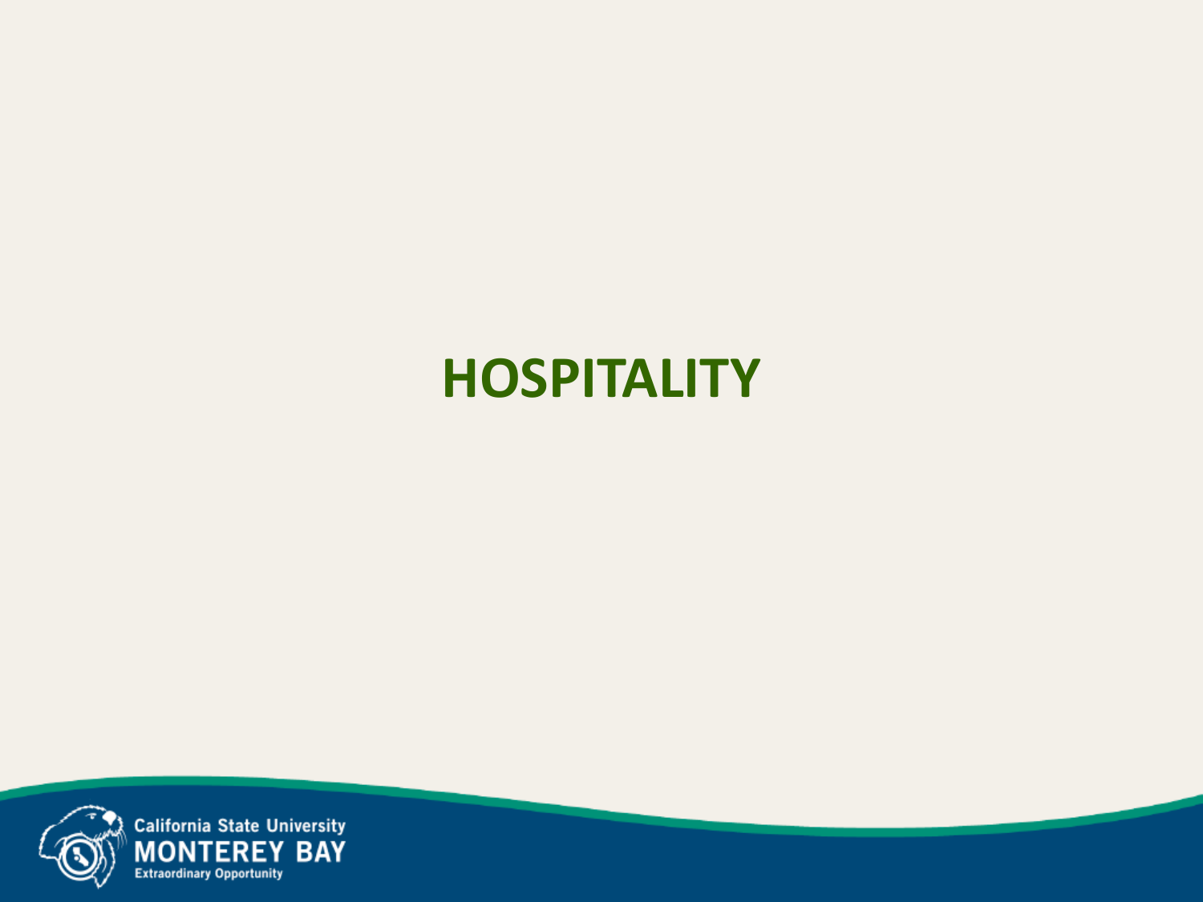# HOSPITALITY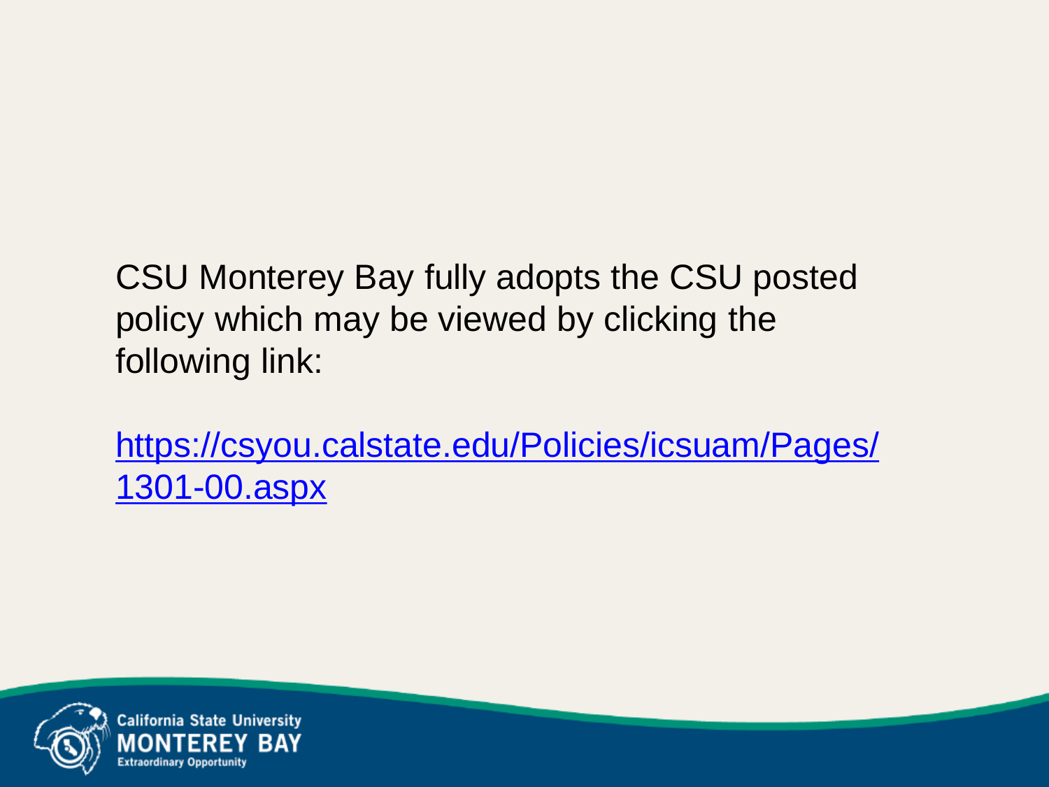CSU Monterey Bay fully adopts the CSU posted policy which may be viewed by clicking the following link:

[https://csyou.calstate.edu/Policies/icsuam/Pages/1301-00.aspx](https://csyou.calstate.edu/Policies/icsuam/Pages/1301-00.aspx)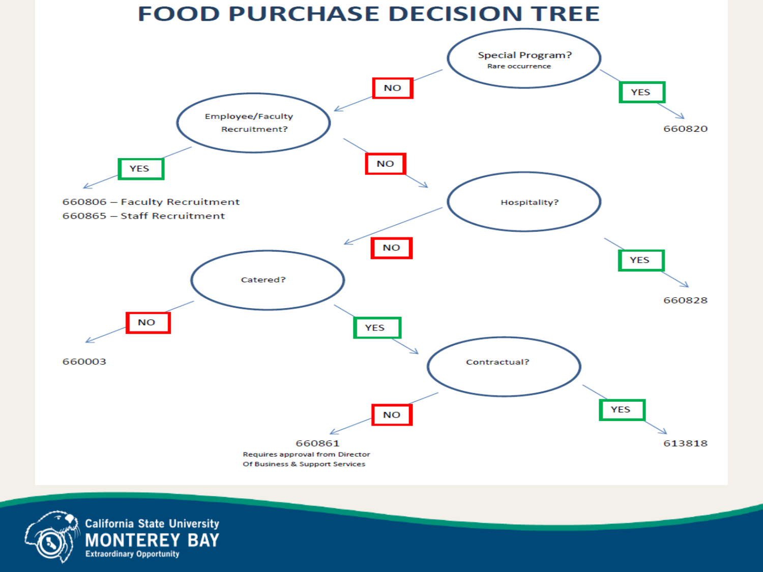# FOOD PURCHASE DECISION TREE

- **Special Program?** (Rare occurrence)
  - YES → 660820
  - NO → **Employee/Faculty Recruitment?**
    - YES →
      - 660806 – Faculty Recruitment
      - 660865 – Staff Recruitment
    - NO → **Hospitality?**
      - YES → 660828
      - NO → **Catered?**
        - NO → 660003
        - YES → **Contractual?**
          - YES → 613818
          - NO → 660861
            - Requires approval from Director Of Business & Support Services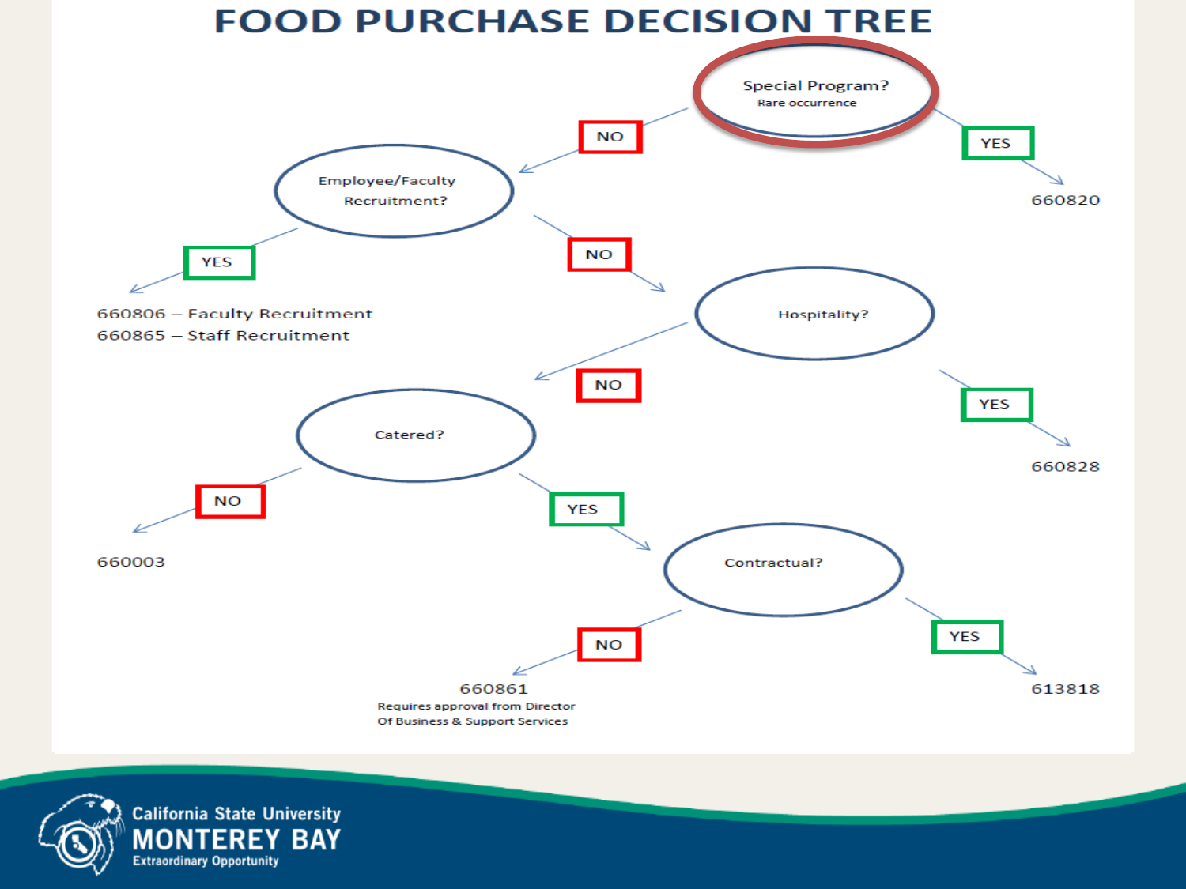# FOOD PURCHASE DECISION TREE

**Special Program?** (Rare occurrence)

- **YES** → 660820
- **NO** → **Employee/Faculty Recruitment?**
  - **YES** →
    - 660806 – Faculty Recruitment
    - 660865 – Staff Recruitment
  - **NO** → **Hospitality?**
    - **YES** → 660828
    - **NO** → **Catered?**
      - **NO** → 660003
      - **YES** → **Contractual?**
        - **YES** → 613818
        - **NO** → 660861 (Requires approval from Director Of Business & Support Services)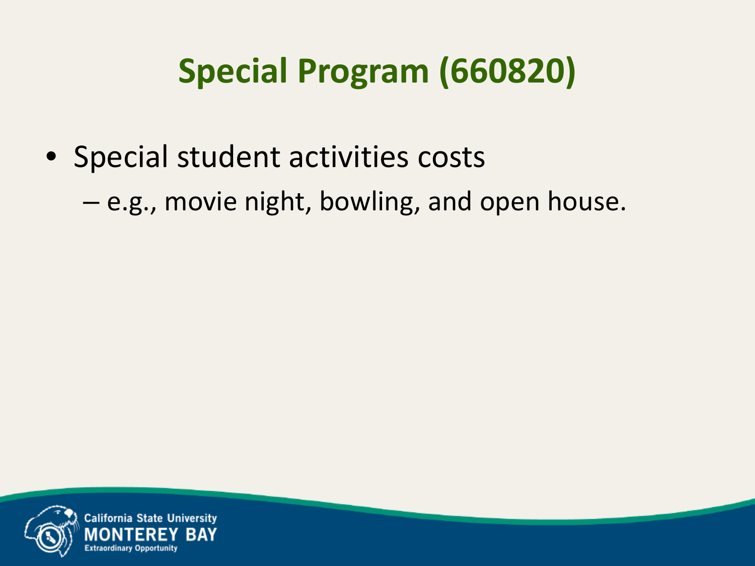# Special Program (660820)

- Special student activities costs
  - e.g., movie night, bowling, and open house.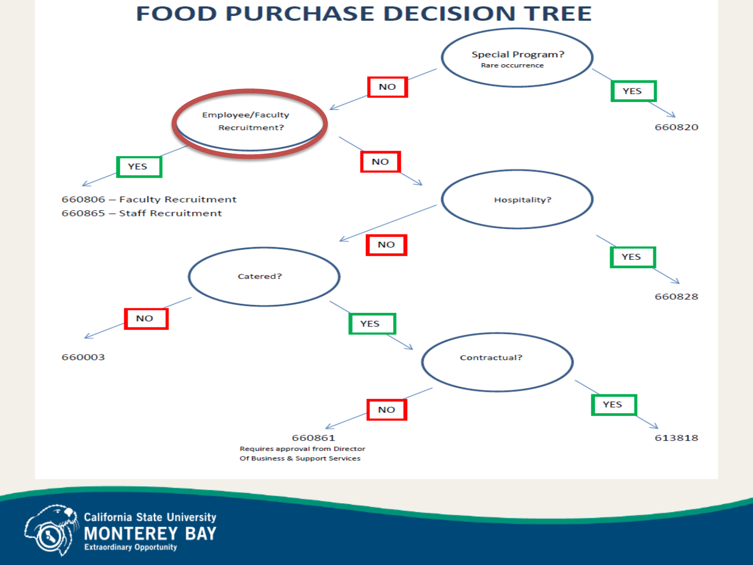# FOOD PURCHASE DECISION TREE

- **Special Program?** (Rare occurrence)
  - YES → 660820
  - NO → **Employee/Faculty Recruitment?**
    - YES →
      - 660806 – Faculty Recruitment
      - 660865 – Staff Recruitment
    - NO → **Hospitality?**
      - YES → 660828
      - NO → **Catered?**
        - NO → 660003
        - YES → **Contractual?**
          - YES → 613818
          - NO → 660861 (Requires approval from Director Of Business & Support Services)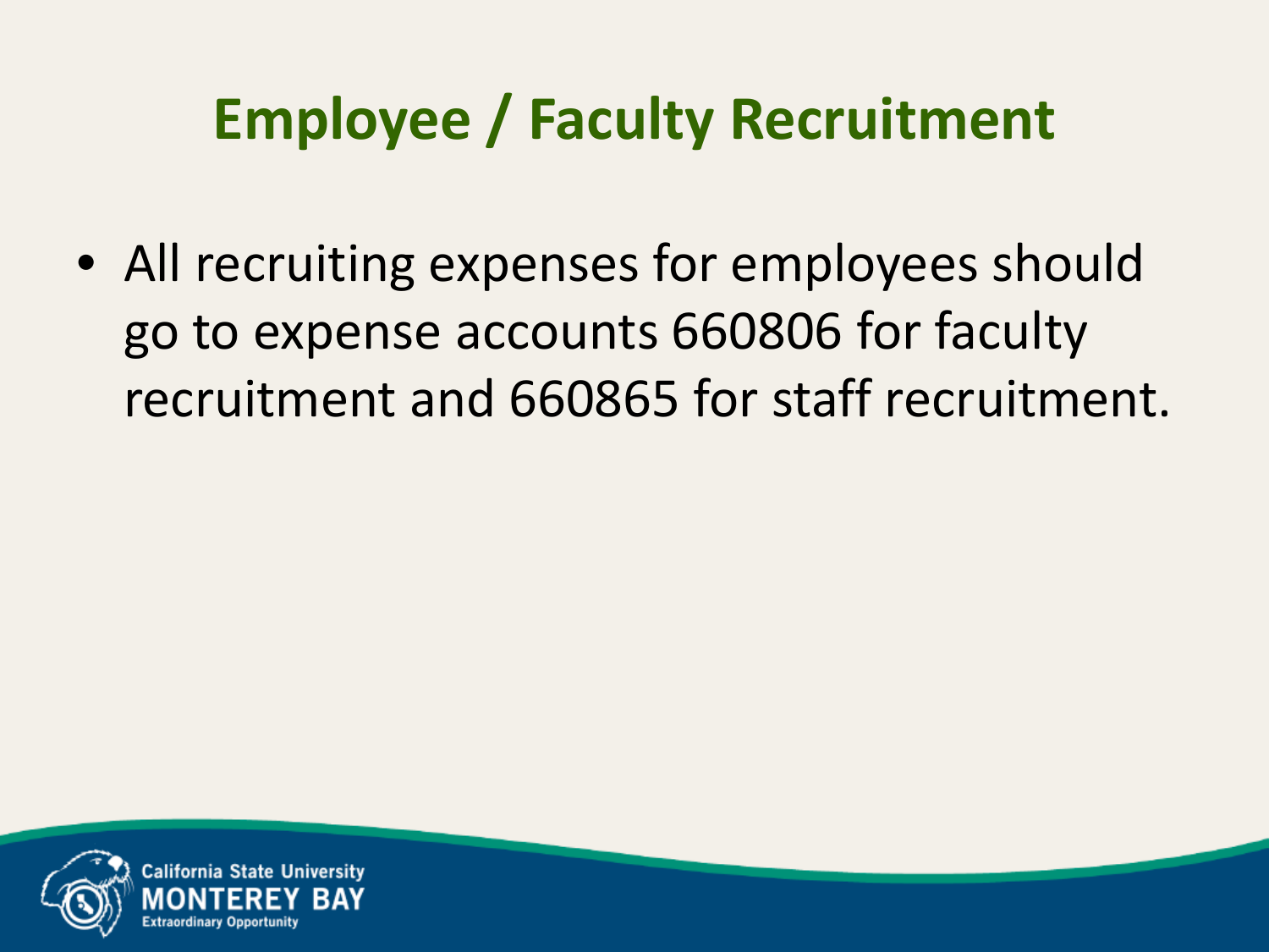# Employee / Faculty Recruitment

- All recruiting expenses for employees should go to expense accounts 660806 for faculty recruitment and 660865 for staff recruitment.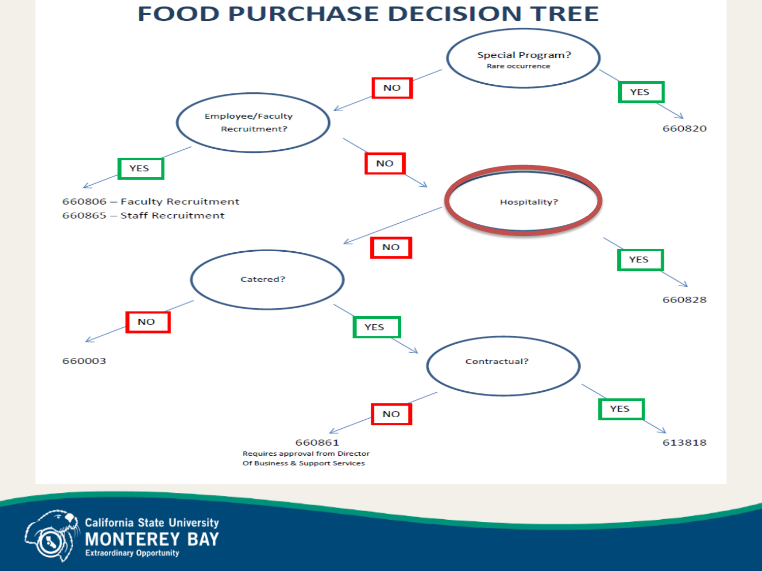# FOOD PURCHASE DECISION TREE

- **Special Program?** (Rare occurrence)
  - YES → 660820
  - NO → **Employee/Faculty Recruitment?**
    - YES →
      - 660806 – Faculty Recruitment
      - 660865 – Staff Recruitment
    - NO → **Hospitality?**
      - YES → 660828
      - NO → **Catered?**
        - NO → 660003
        - YES → **Contractual?**
          - YES → 613818
          - NO → 660861
            Requires approval from Director
            Of Business & Support Services

California State University
MONTEREY BAY
Extraordinary Opportunity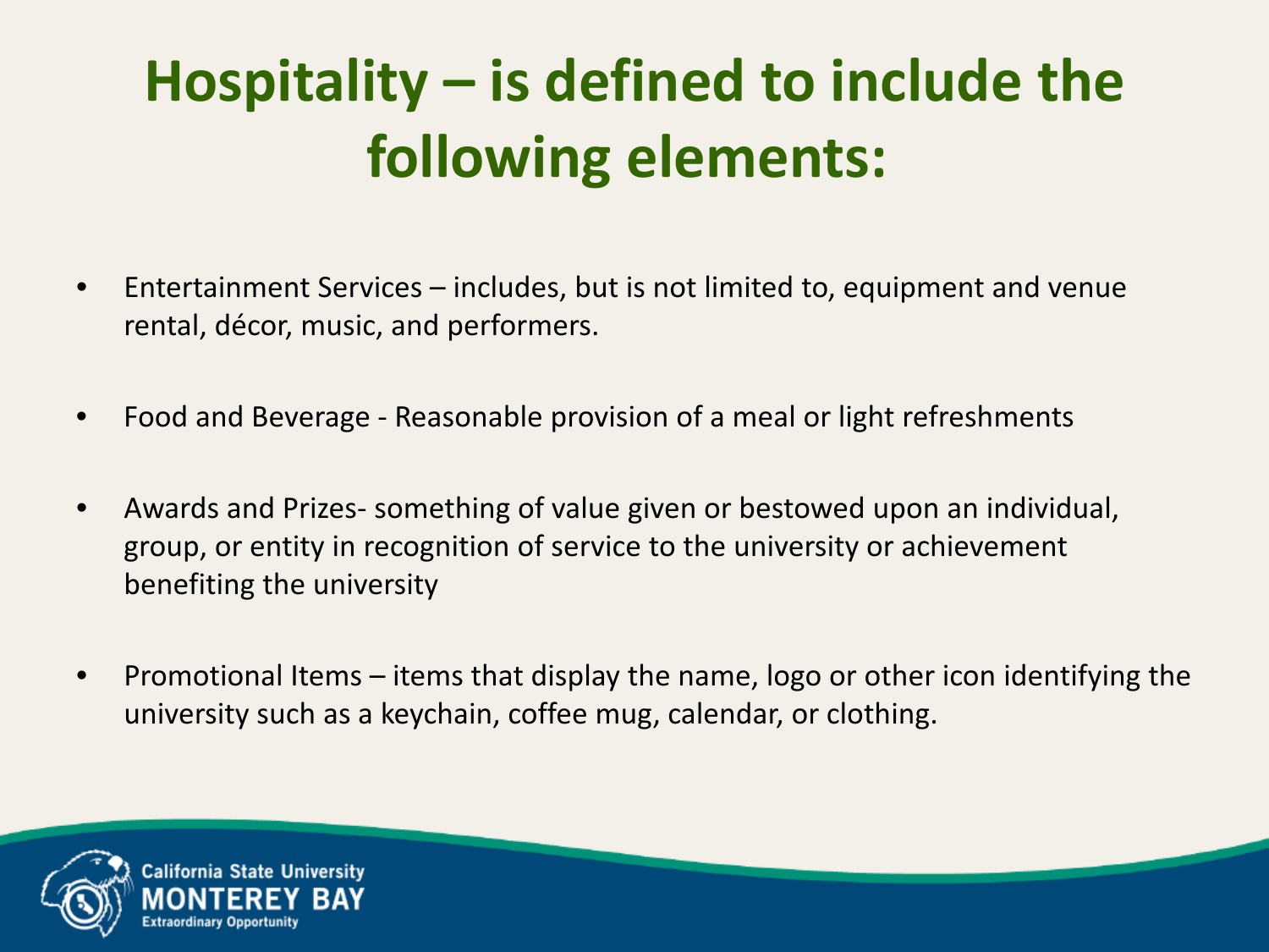# Hospitality – is defined to include the following elements:

- Entertainment Services – includes, but is not limited to, equipment and venue rental, décor, music, and performers.
- Food and Beverage - Reasonable provision of a meal or light refreshments
- Awards and Prizes- something of value given or bestowed upon an individual, group, or entity in recognition of service to the university or achievement benefiting the university
- Promotional Items – items that display the name, logo or other icon identifying the university such as a keychain, coffee mug, calendar, or clothing.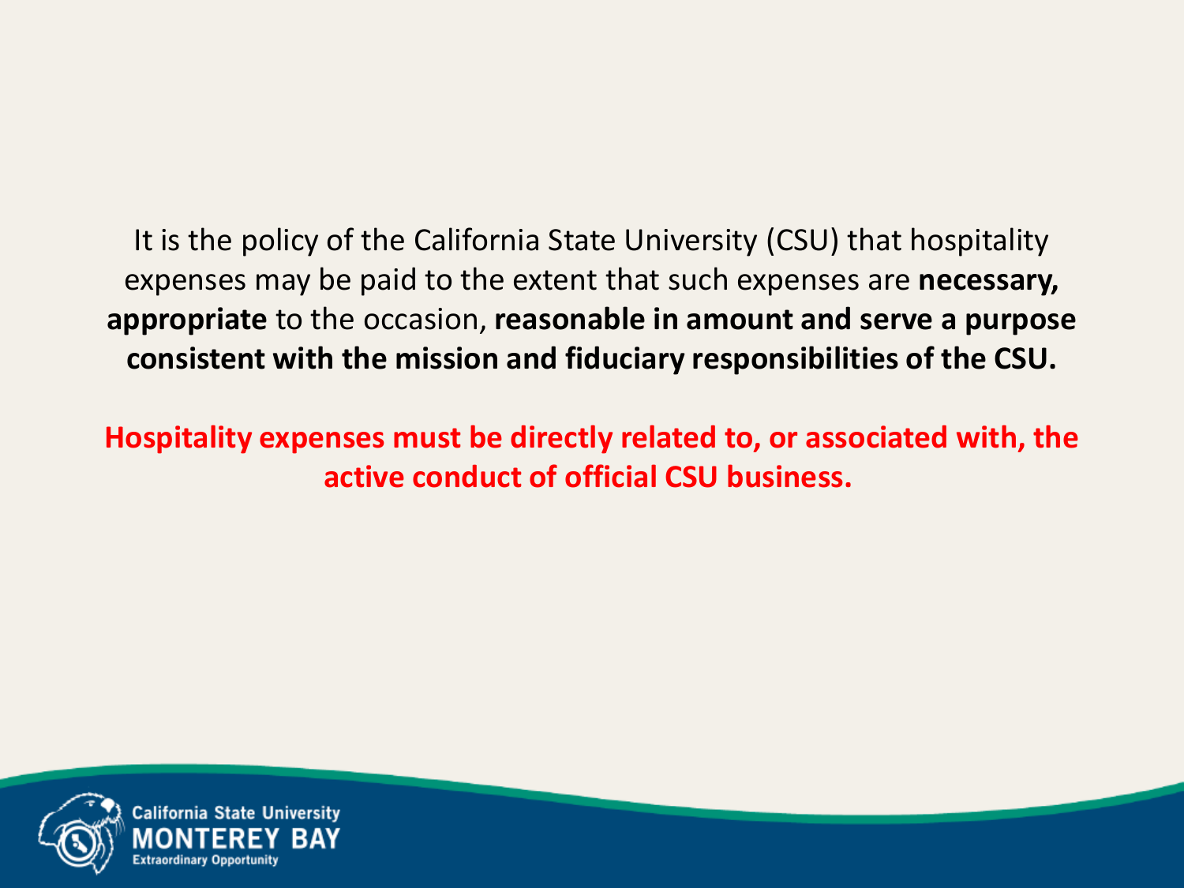It is the policy of the California State University (CSU) that hospitality expenses may be paid to the extent that such expenses are **necessary, appropriate** to the occasion, **reasonable in amount and serve a purpose consistent with the mission and fiduciary responsibilities of the CSU.**

**Hospitality expenses must be directly related to, or associated with, the active conduct of official CSU business.**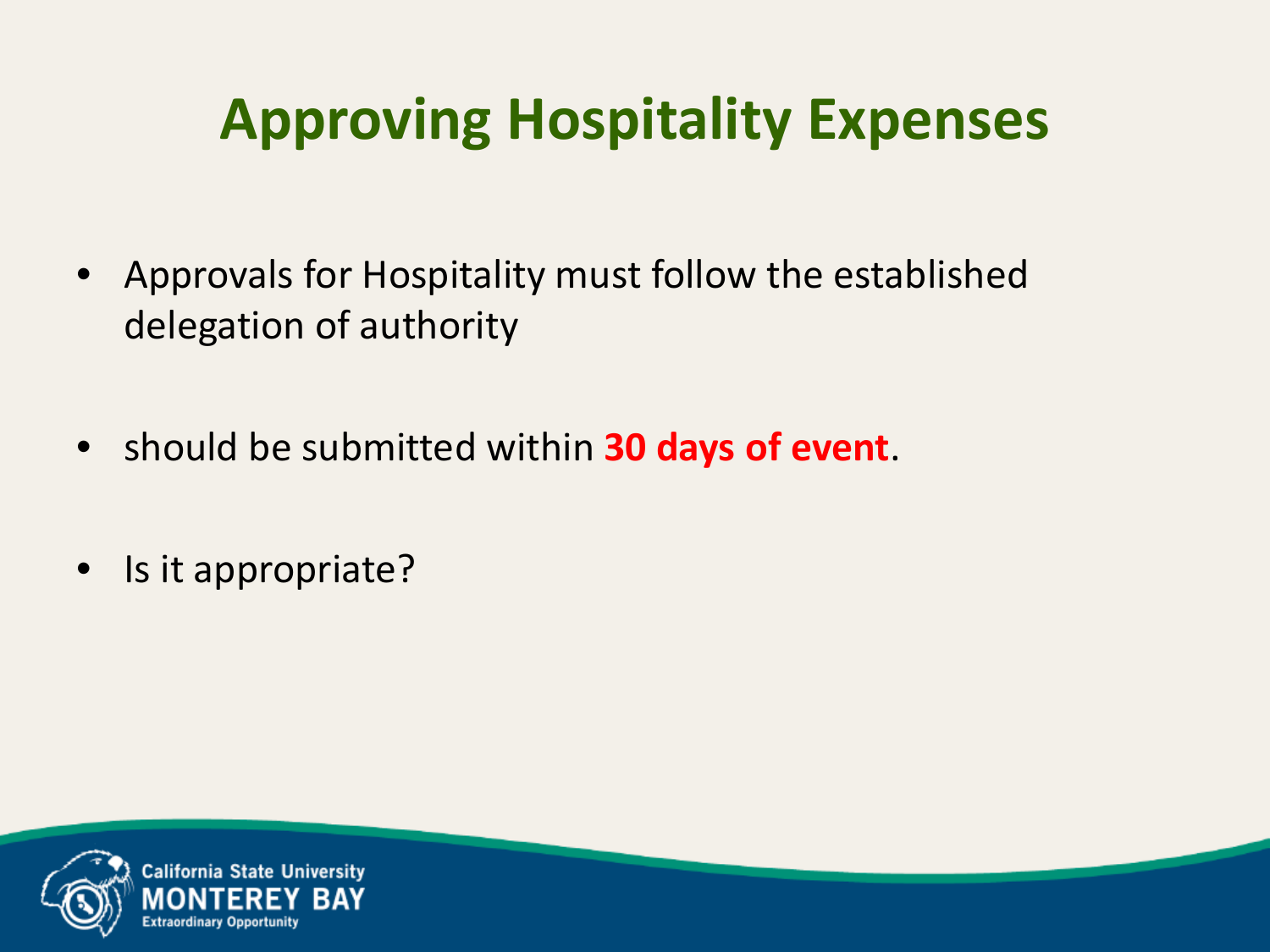# Approving Hospitality Expenses

- Approvals for Hospitality must follow the established delegation of authority
- should be submitted within **30 days of event**.
- Is it appropriate?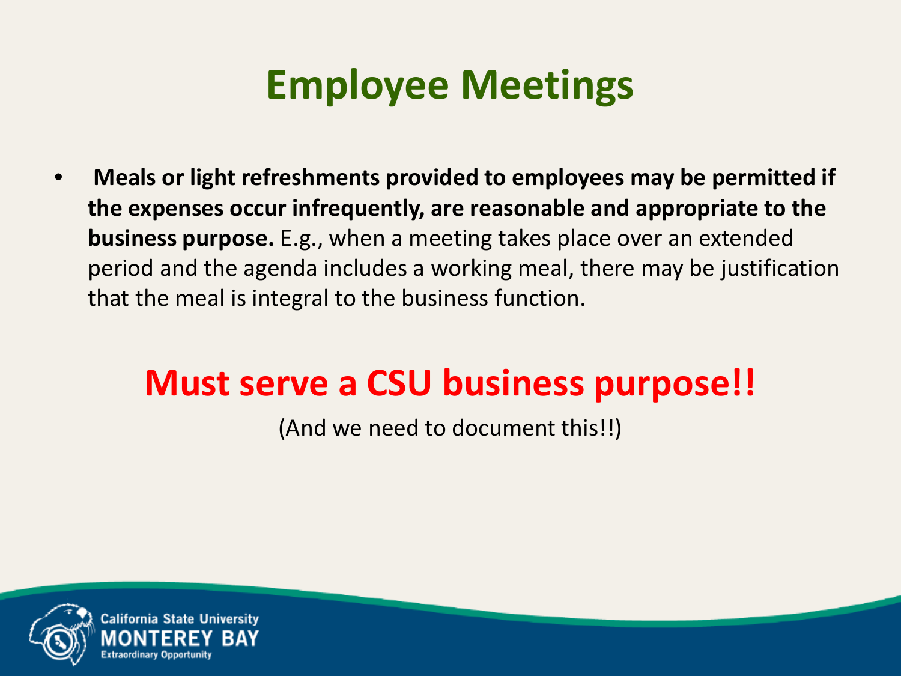# Employee Meetings

- **Meals or light refreshments provided to employees may be permitted if the expenses occur infrequently, are reasonable and appropriate to the business purpose.** E.g., when a meeting takes place over an extended period and the agenda includes a working meal, there may be justification that the meal is integral to the business function.

## Must serve a CSU business purpose!!

(And we need to document this!!)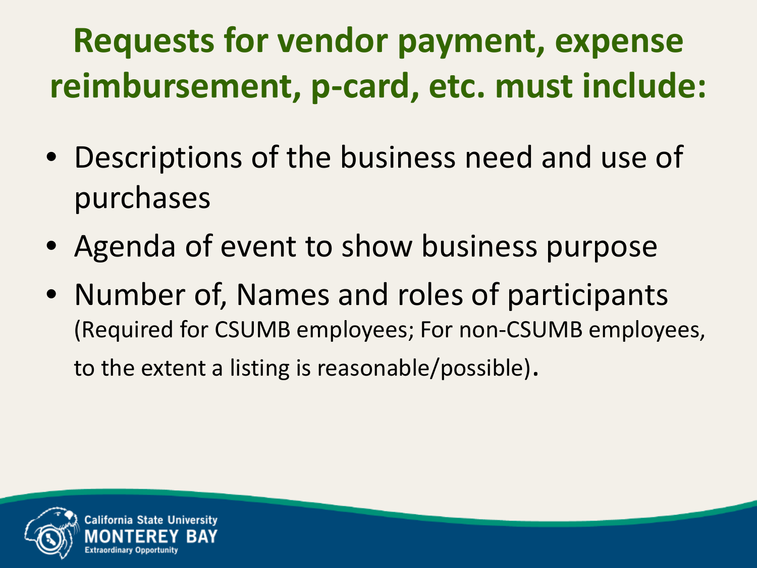# Requests for vendor payment, expense reimbursement, p-card, etc. must include:

- Descriptions of the business need and use of purchases
- Agenda of event to show business purpose
- Number of, Names and roles of participants (Required for CSUMB employees; For non-CSUMB employees, to the extent a listing is reasonable/possible).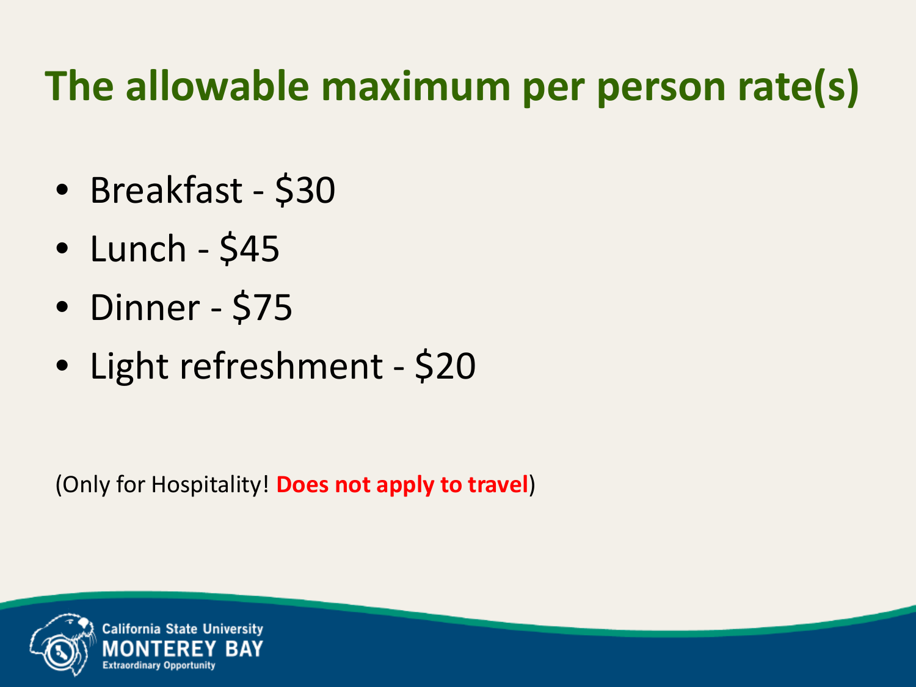# The allowable maximum per person rate(s)

- Breakfast - $30
- Lunch - $45
- Dinner - $75
- Light refreshment - $20

(Only for Hospitality! **Does not apply to travel**)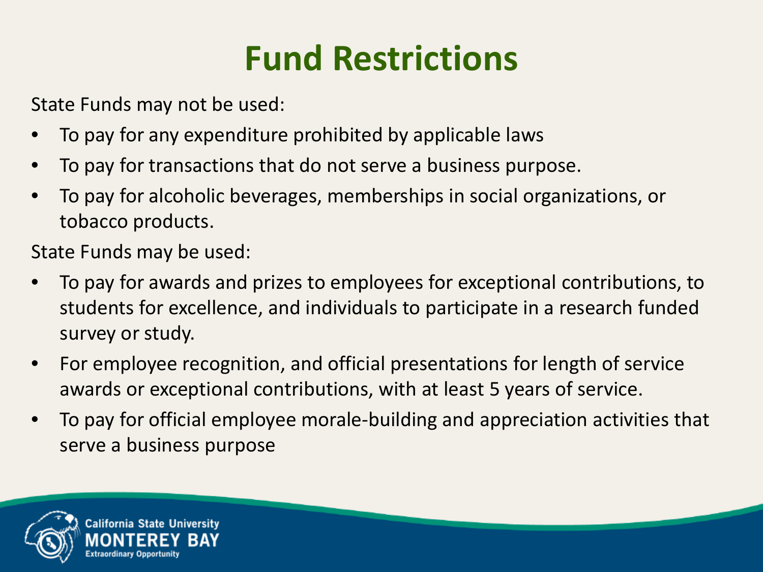# Fund Restrictions

State Funds may not be used:

- To pay for any expenditure prohibited by applicable laws
- To pay for transactions that do not serve a business purpose.
- To pay for alcoholic beverages, memberships in social organizations, or tobacco products.

State Funds may be used:

- To pay for awards and prizes to employees for exceptional contributions, to students for excellence, and individuals to participate in a research funded survey or study.
- For employee recognition, and official presentations for length of service awards or exceptional contributions, with at least 5 years of service.
- To pay for official employee morale-building and appreciation activities that serve a business purpose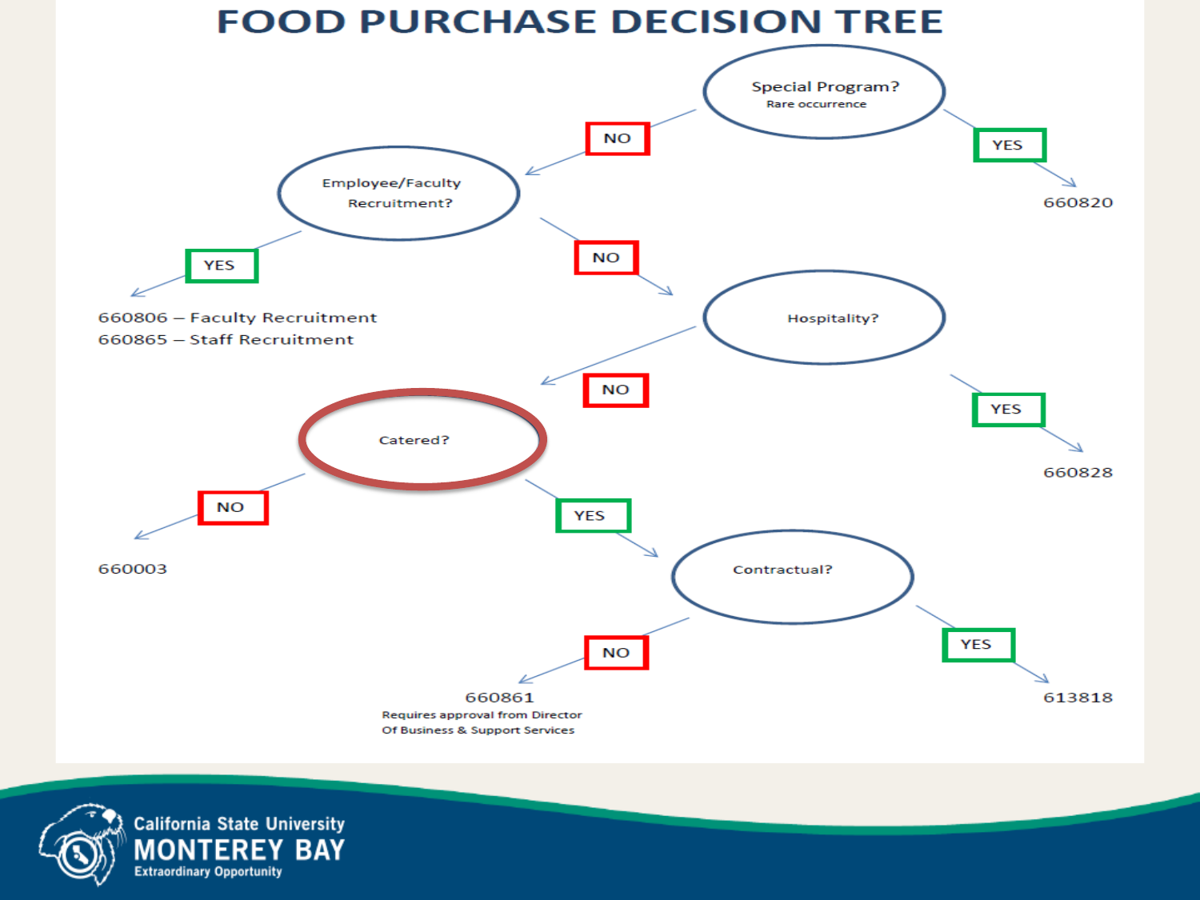# FOOD PURCHASE DECISION TREE

- **Special Program?** (Rare occurrence)
  - YES → 660820
  - NO → **Employee/Faculty Recruitment?**
    - YES → 660806 – Faculty Recruitment; 660865 – Staff Recruitment
    - NO → **Hospitality?**
      - YES → 660828
      - NO → **Catered?**
        - NO → 660003
        - YES → **Contractual?**
          - YES → 613818
          - NO → 660861 (Requires approval from Director Of Business & Support Services)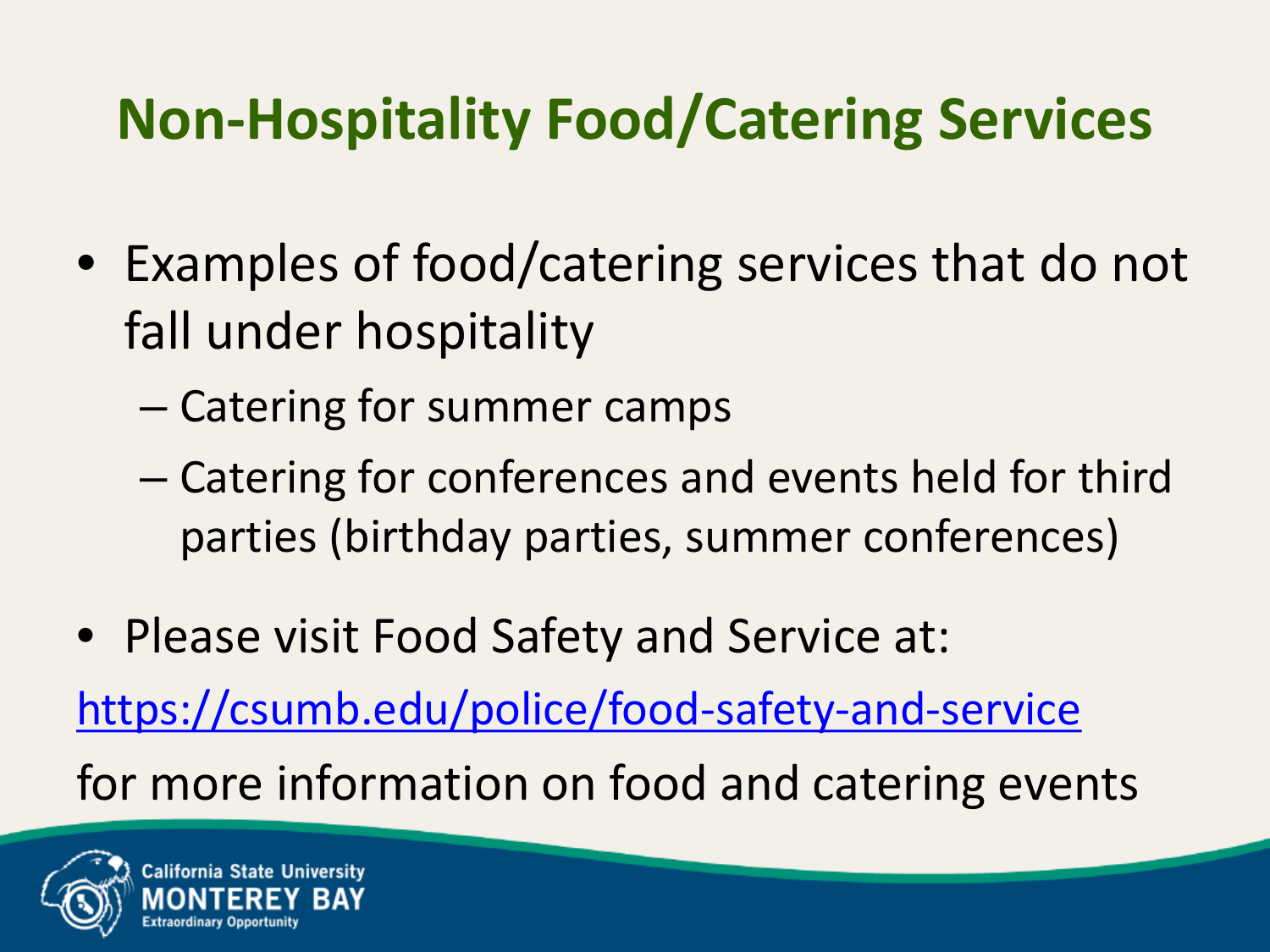# Non-Hospitality Food/Catering Services

- Examples of food/catering services that do not fall under hospitality
  - Catering for summer camps
  - Catering for conferences and events held for third parties (birthday parties, summer conferences)
- Please visit Food Safety and Service at:

https://csumb.edu/police/food-safety-and-service

for more information on food and catering events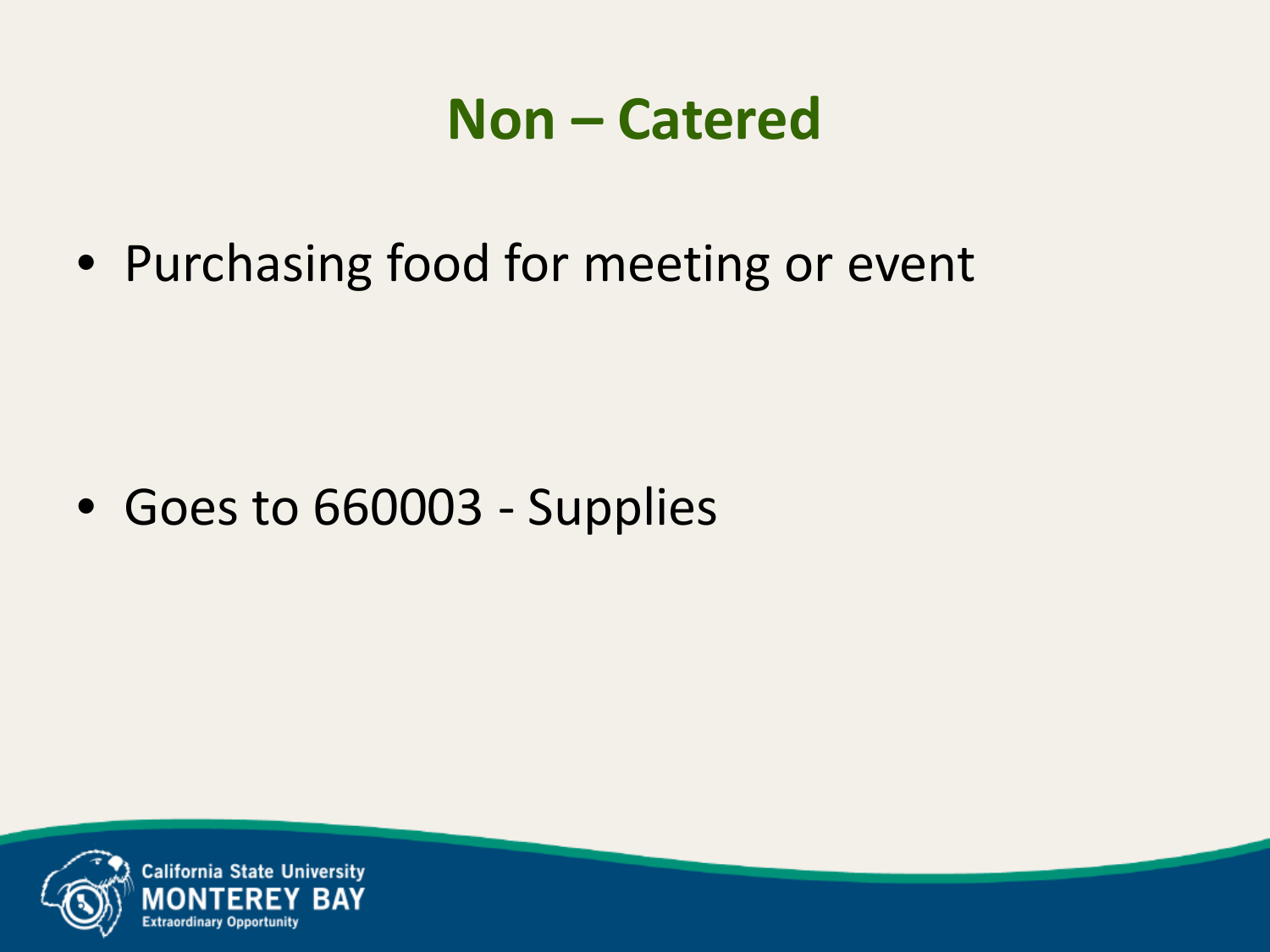# Non – Catered

- Purchasing food for meeting or event

- Goes to 660003 - Supplies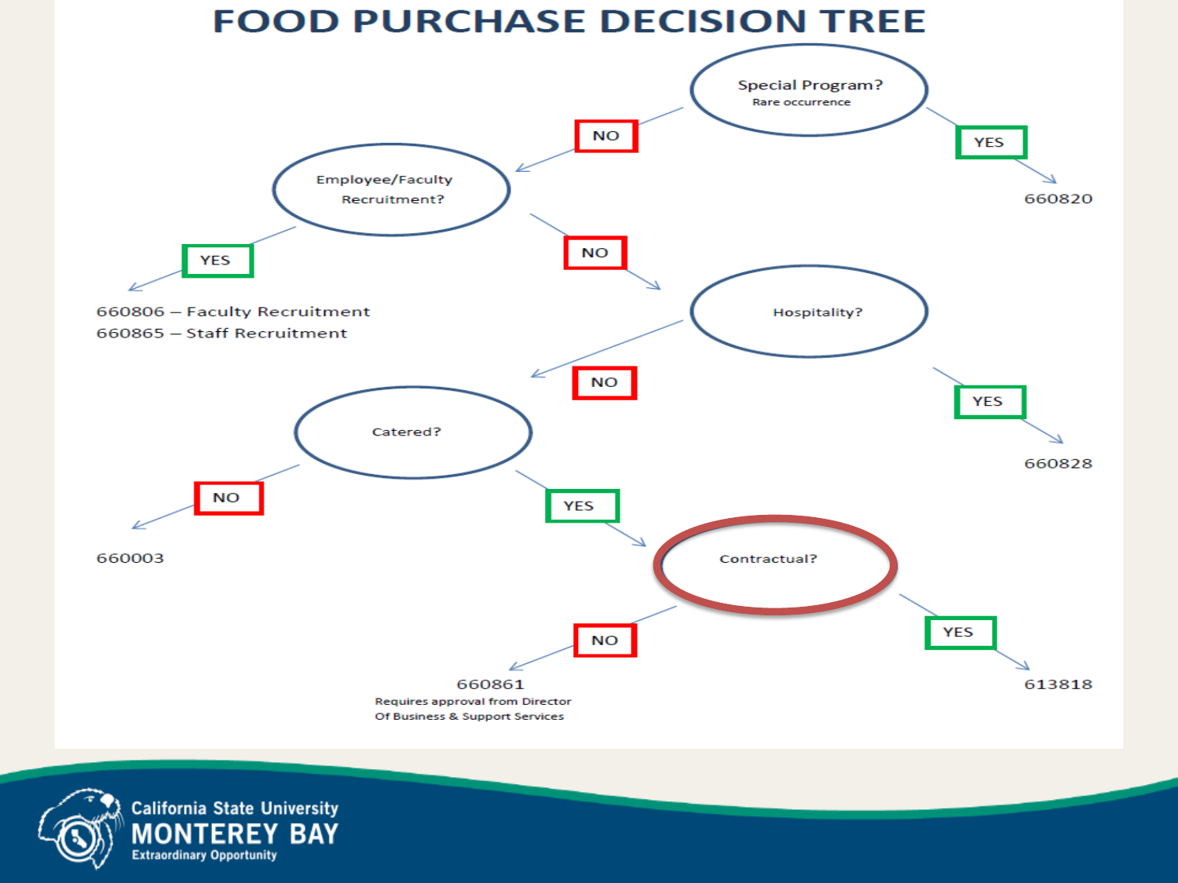# FOOD PURCHASE DECISION TREE

- **Special Program?** (Rare occurrence)
  - YES → 660820
  - NO → **Employee/Faculty Recruitment?**
    - YES → 660806 – Faculty Recruitment; 660865 – Staff Recruitment
    - NO → **Hospitality?**
      - YES → 660828
      - NO → **Catered?**
        - NO → 660003
        - YES → **Contractual?**
          - YES → 613818
          - NO → 660861 (Requires approval from Director Of Business & Support Services)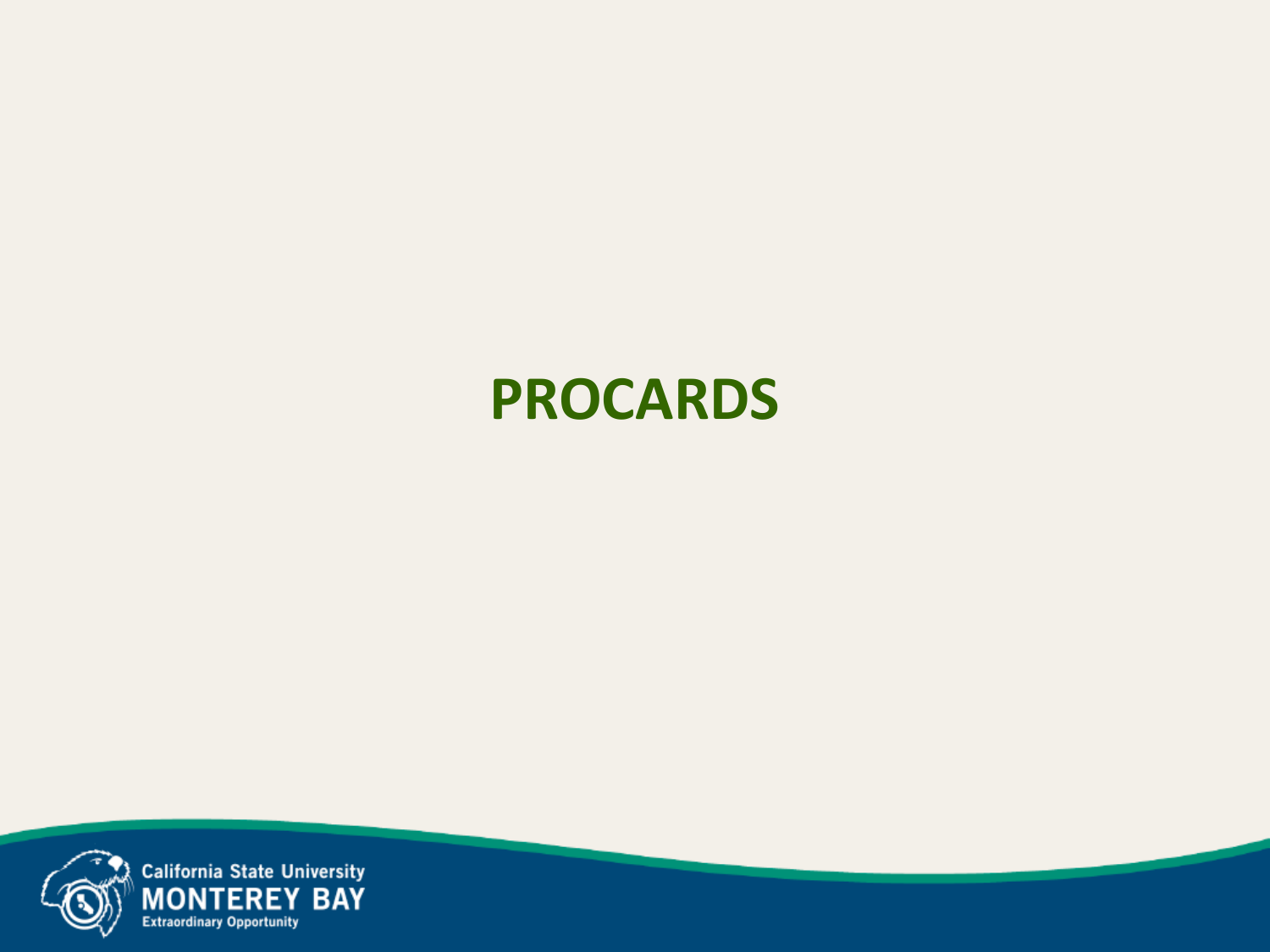# PROCARDS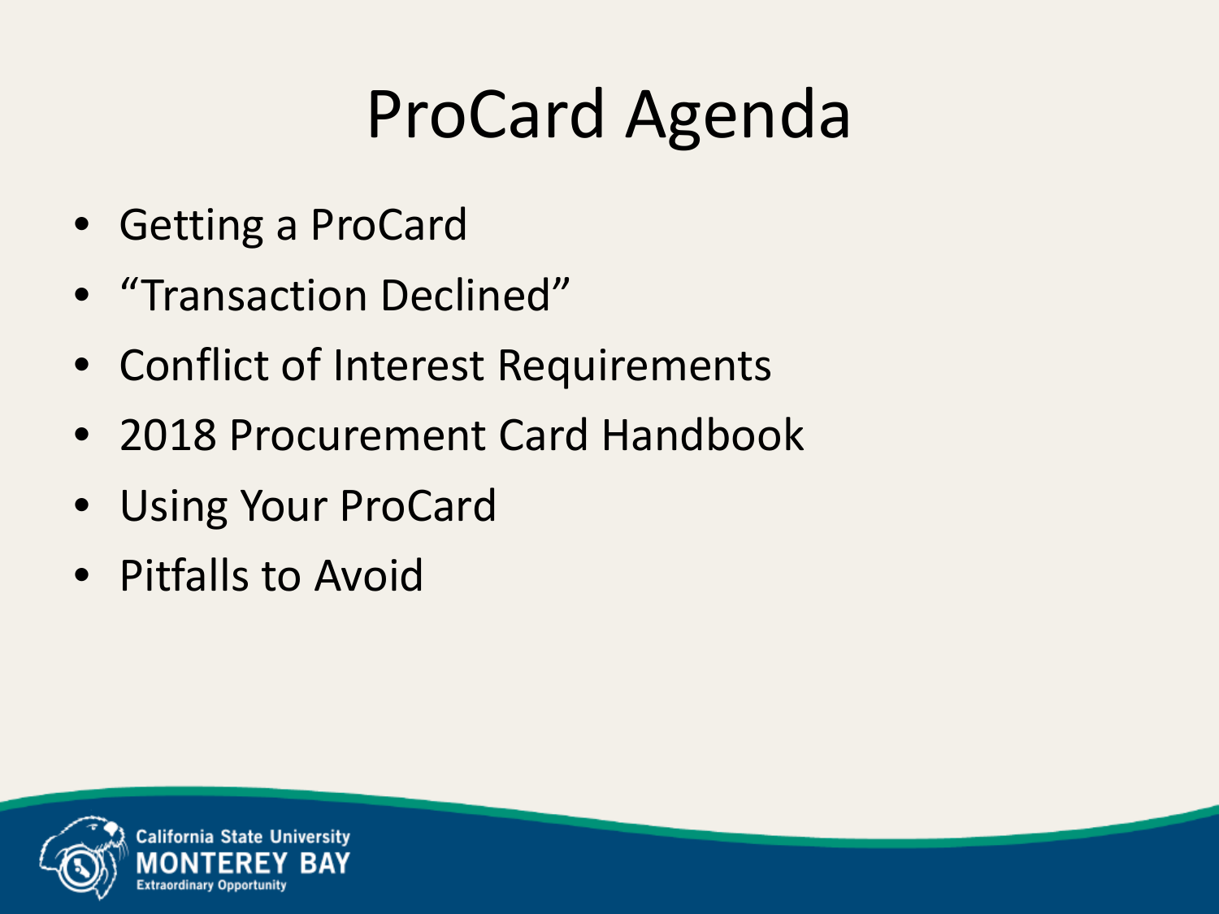# ProCard Agenda

- Getting a ProCard
- “Transaction Declined”
- Conflict of Interest Requirements
- 2018 Procurement Card Handbook
- Using Your ProCard
- Pitfalls to Avoid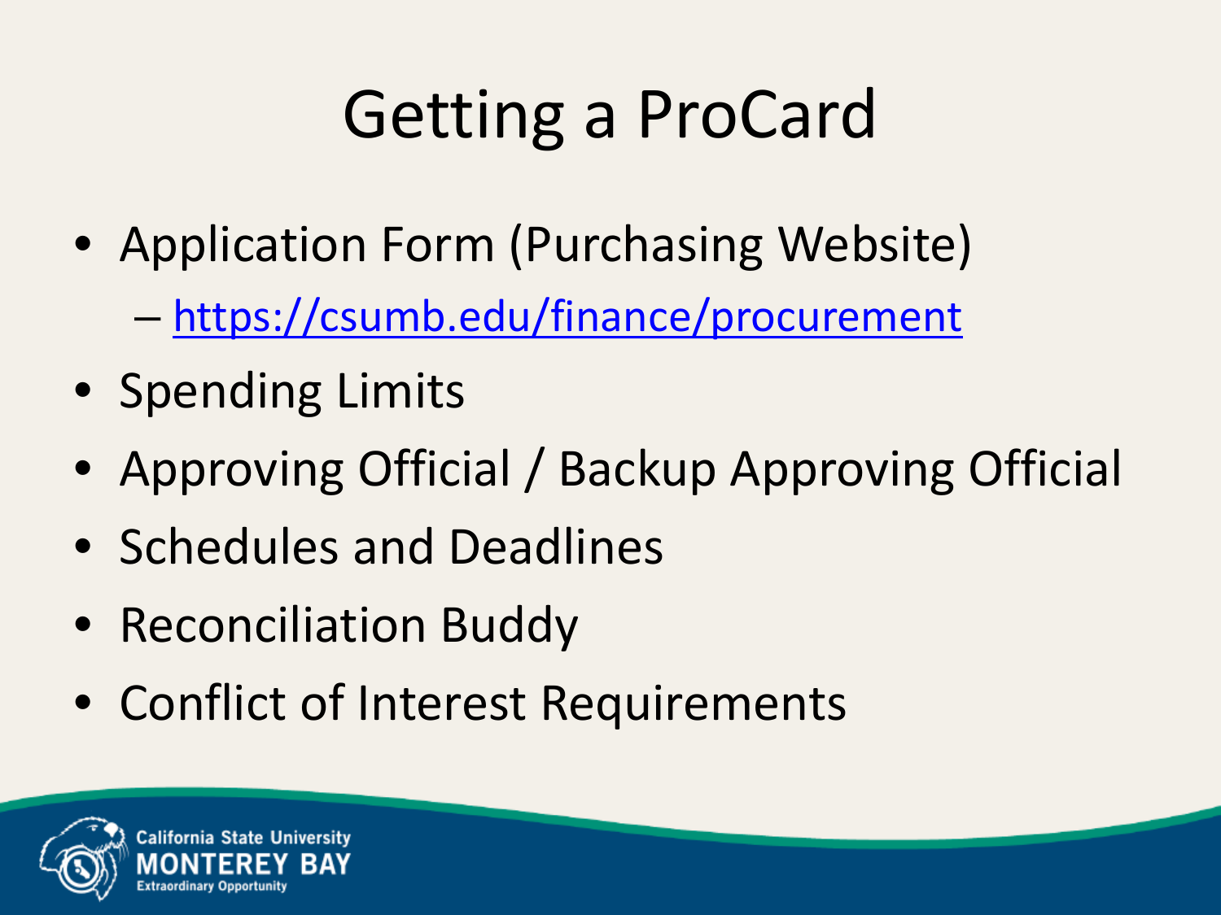# Getting a ProCard

- Application Form (Purchasing Website)
  - https://csumb.edu/finance/procurement
- Spending Limits
- Approving Official / Backup Approving Official
- Schedules and Deadlines
- Reconciliation Buddy
- Conflict of Interest Requirements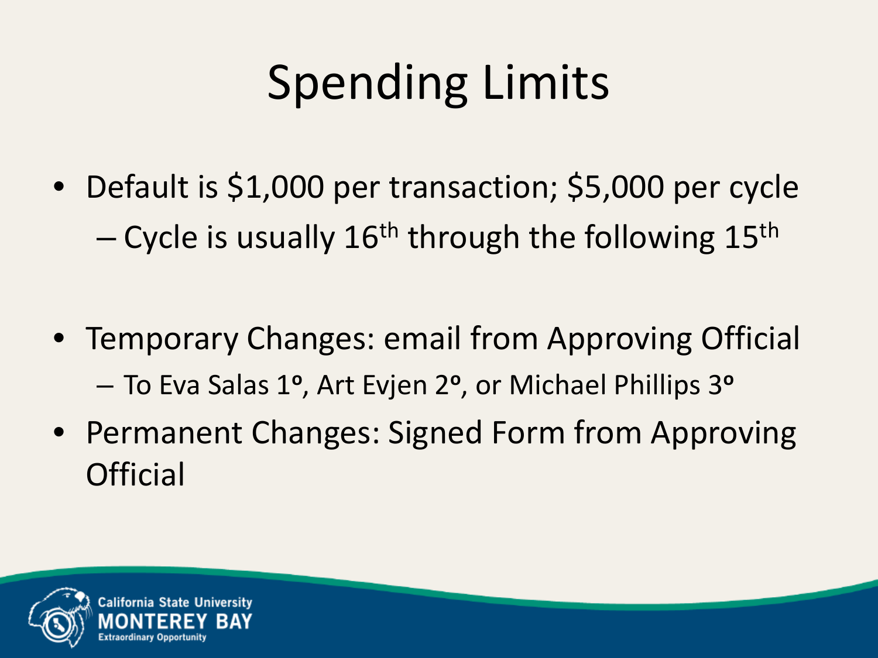# Spending Limits

- Default is $1,000 per transaction; $5,000 per cycle
  - Cycle is usually $16^{th}$ through the following $15^{th}$

- Temporary Changes: email from Approving Official
  - To Eva Salas 1º, Art Evjen 2º, or Michael Phillips 3º
- Permanent Changes: Signed Form from Approving Official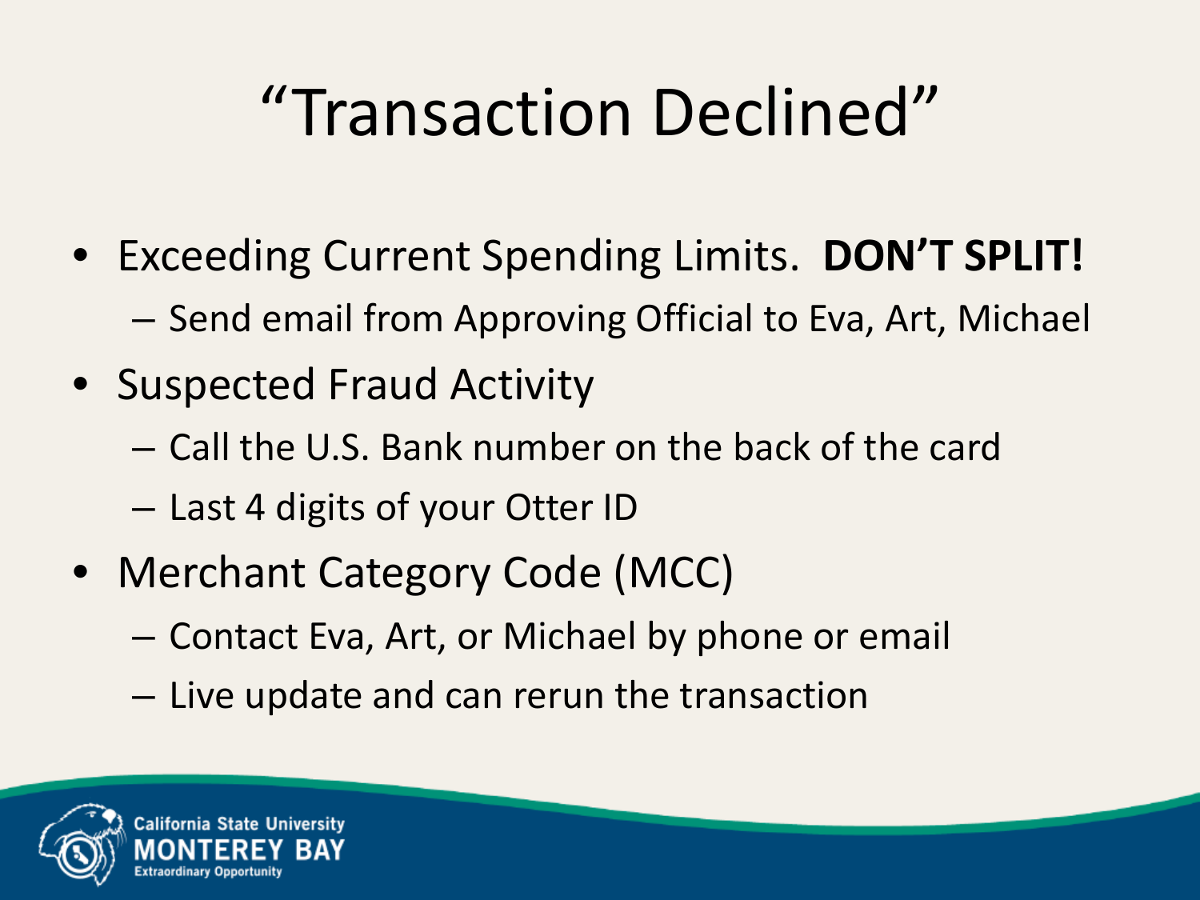# "Transaction Declined"

- Exceeding Current Spending Limits. **DON'T SPLIT!**
  - Send email from Approving Official to Eva, Art, Michael
- Suspected Fraud Activity
  - Call the U.S. Bank number on the back of the card
  - Last 4 digits of your Otter ID
- Merchant Category Code (MCC)
  - Contact Eva, Art, or Michael by phone or email
  - Live update and can rerun the transaction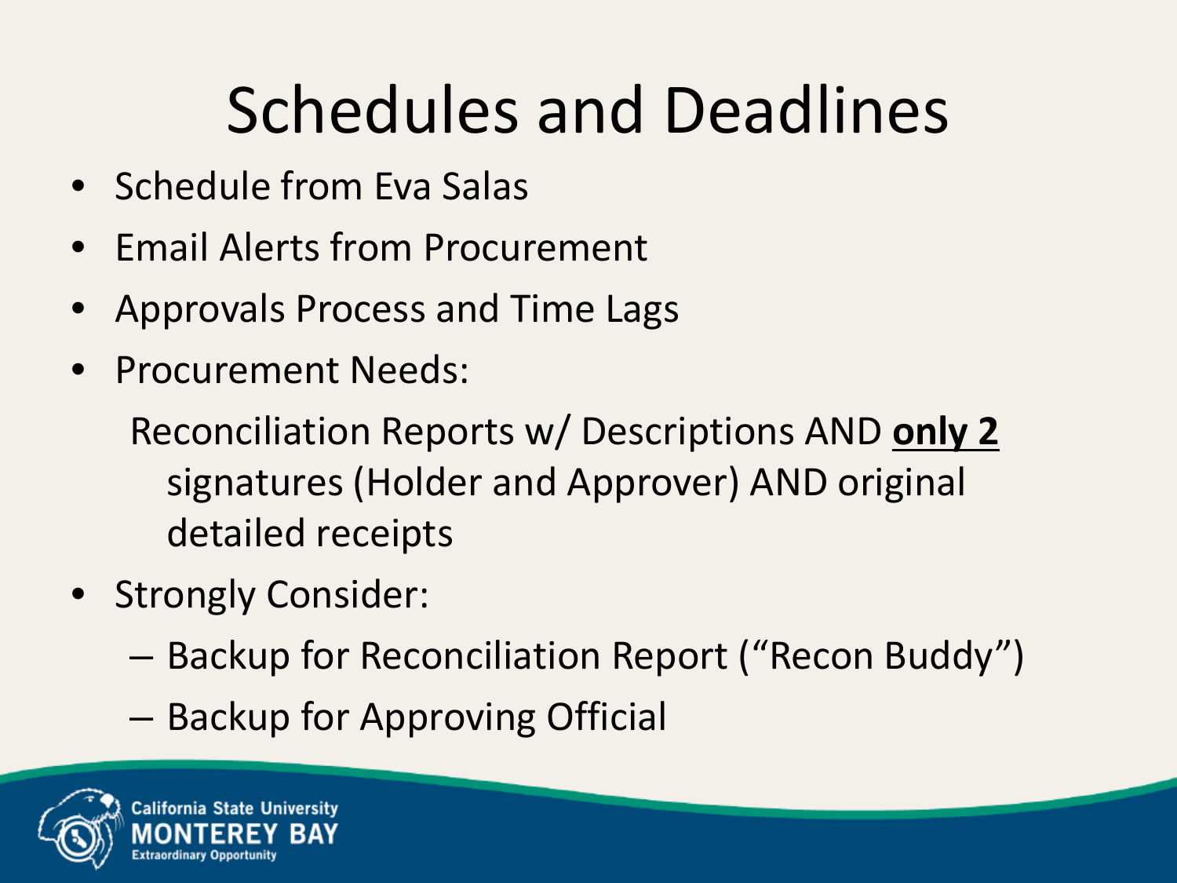# Schedules and Deadlines

- Schedule from Eva Salas
- Email Alerts from Procurement
- Approvals Process and Time Lags
- Procurement Needs:

  Reconciliation Reports w/ Descriptions AND **<u>only 2</u>** signatures (Holder and Approver) AND original detailed receipts

- Strongly Consider:
  - Backup for Reconciliation Report ("Recon Buddy")
  - Backup for Approving Official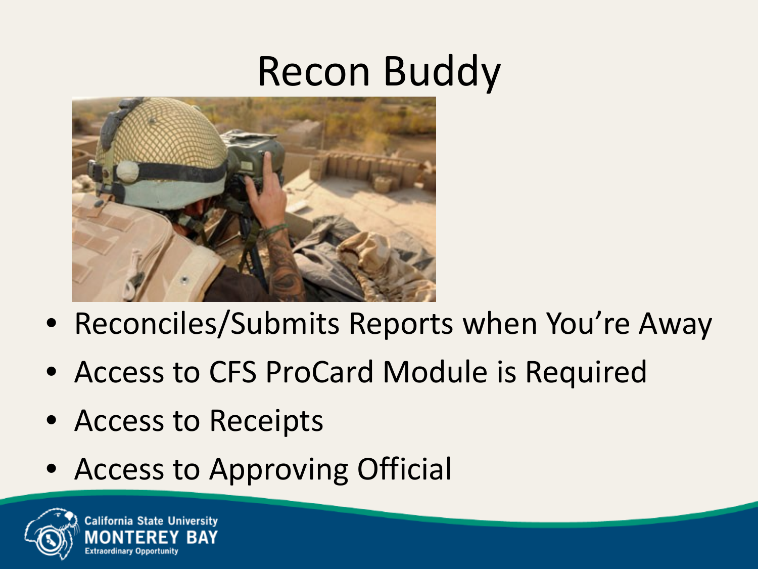# Recon Buddy

- Reconciles/Submits Reports when You're Away
- Access to CFS ProCard Module is Required
- Access to Receipts
- Access to Approving Official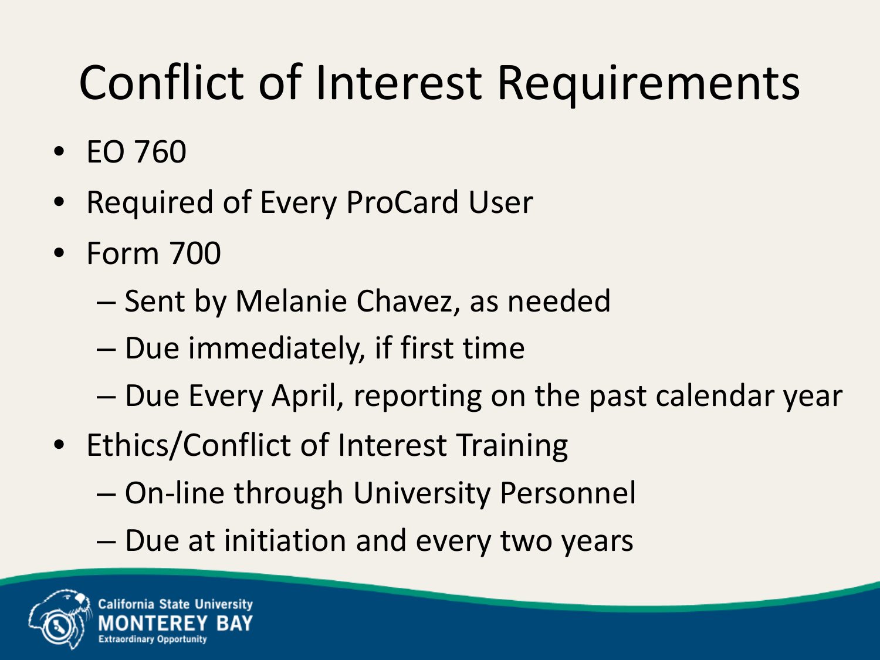# Conflict of Interest Requirements

- EO 760
- Required of Every ProCard User
- Form 700
  - Sent by Melanie Chavez, as needed
  - Due immediately, if first time
  - Due Every April, reporting on the past calendar year
- Ethics/Conflict of Interest Training
  - On-line through University Personnel
  - Due at initiation and every two years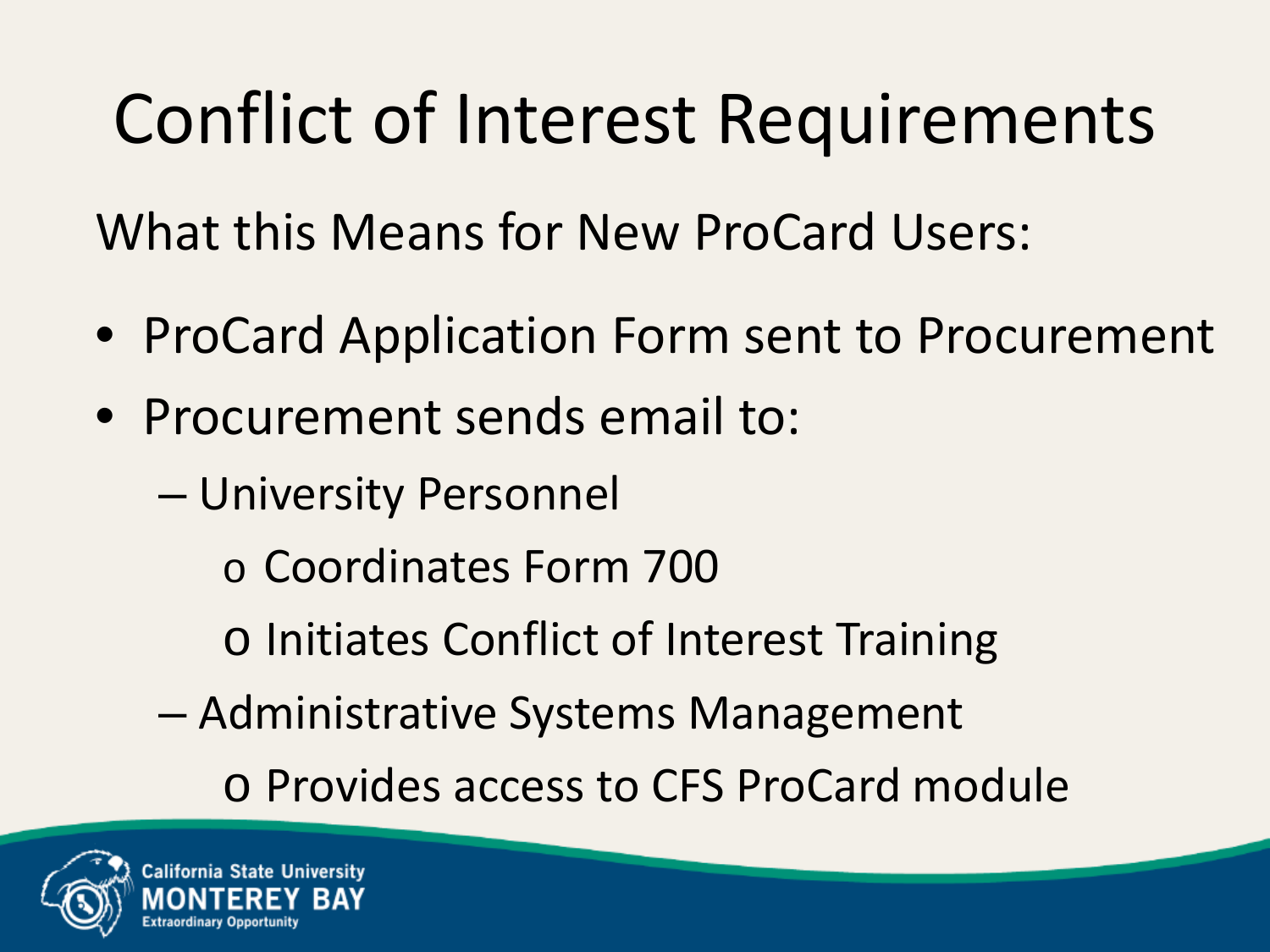# Conflict of Interest Requirements

What this Means for New ProCard Users:

- ProCard Application Form sent to Procurement
- Procurement sends email to:
  - University Personnel
    - Coordinates Form 700
    - Initiates Conflict of Interest Training
  - Administrative Systems Management
    - Provides access to CFS ProCard module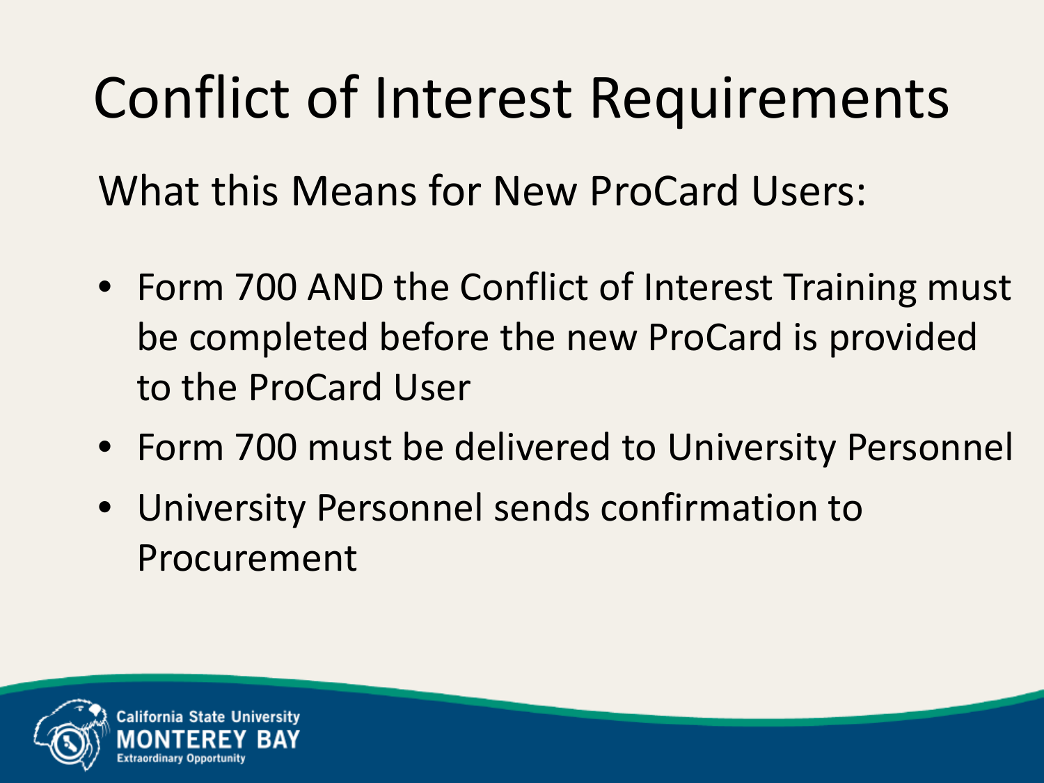# Conflict of Interest Requirements

## What this Means for New ProCard Users:

- Form 700 AND the Conflict of Interest Training must be completed before the new ProCard is provided to the ProCard User
- Form 700 must be delivered to University Personnel
- University Personnel sends confirmation to Procurement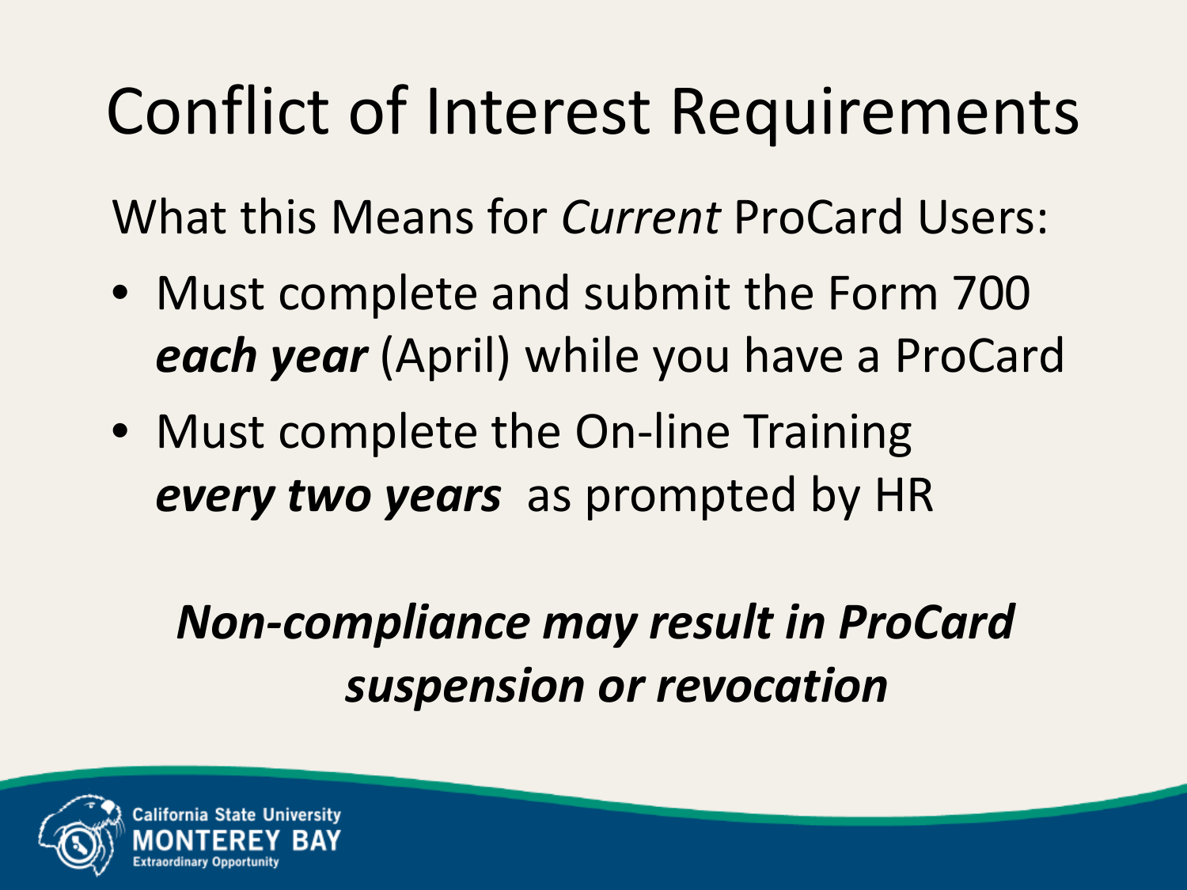# Conflict of Interest Requirements

What this Means for *Current* ProCard Users:

- Must complete and submit the Form 700 ***each year*** (April) while you have a ProCard
- Must complete the On-line Training ***every two years*** as prompted by HR

***Non-compliance may result in ProCard suspension or revocation***

California State University
MONTEREY BAY
Extraordinary Opportunity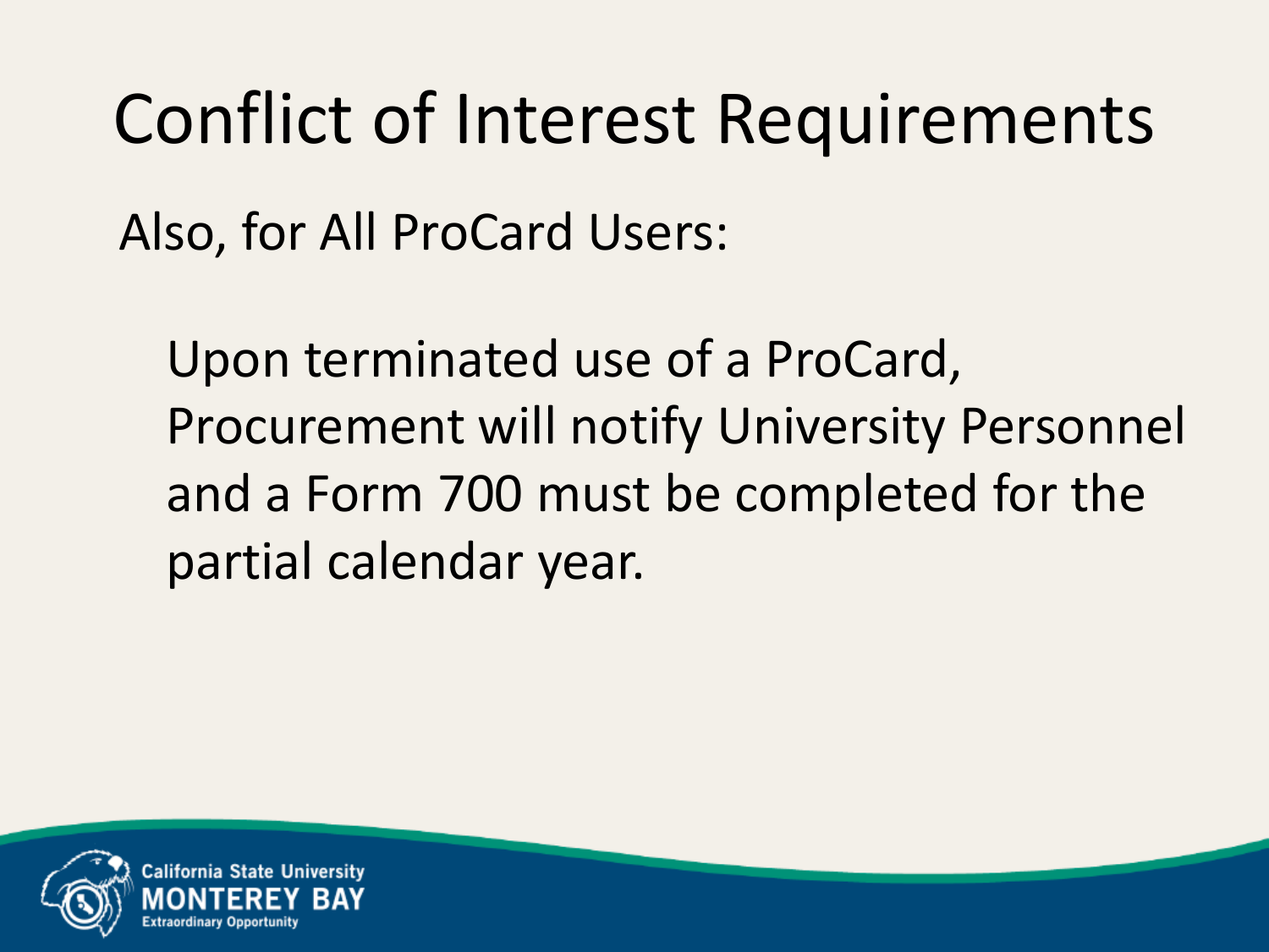# Conflict of Interest Requirements

Also, for All ProCard Users:

Upon terminated use of a ProCard, Procurement will notify University Personnel and a Form 700 must be completed for the partial calendar year.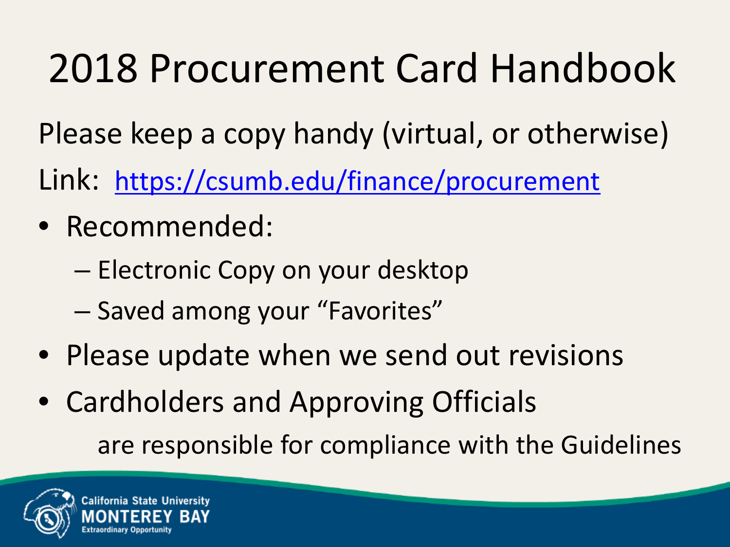# 2018 Procurement Card Handbook

Please keep a copy handy (virtual, or otherwise)

Link: https://csumb.edu/finance/procurement

- Recommended:
  - Electronic Copy on your desktop
  - Saved among your "Favorites"
- Please update when we send out revisions
- Cardholders and Approving Officials are responsible for compliance with the Guidelines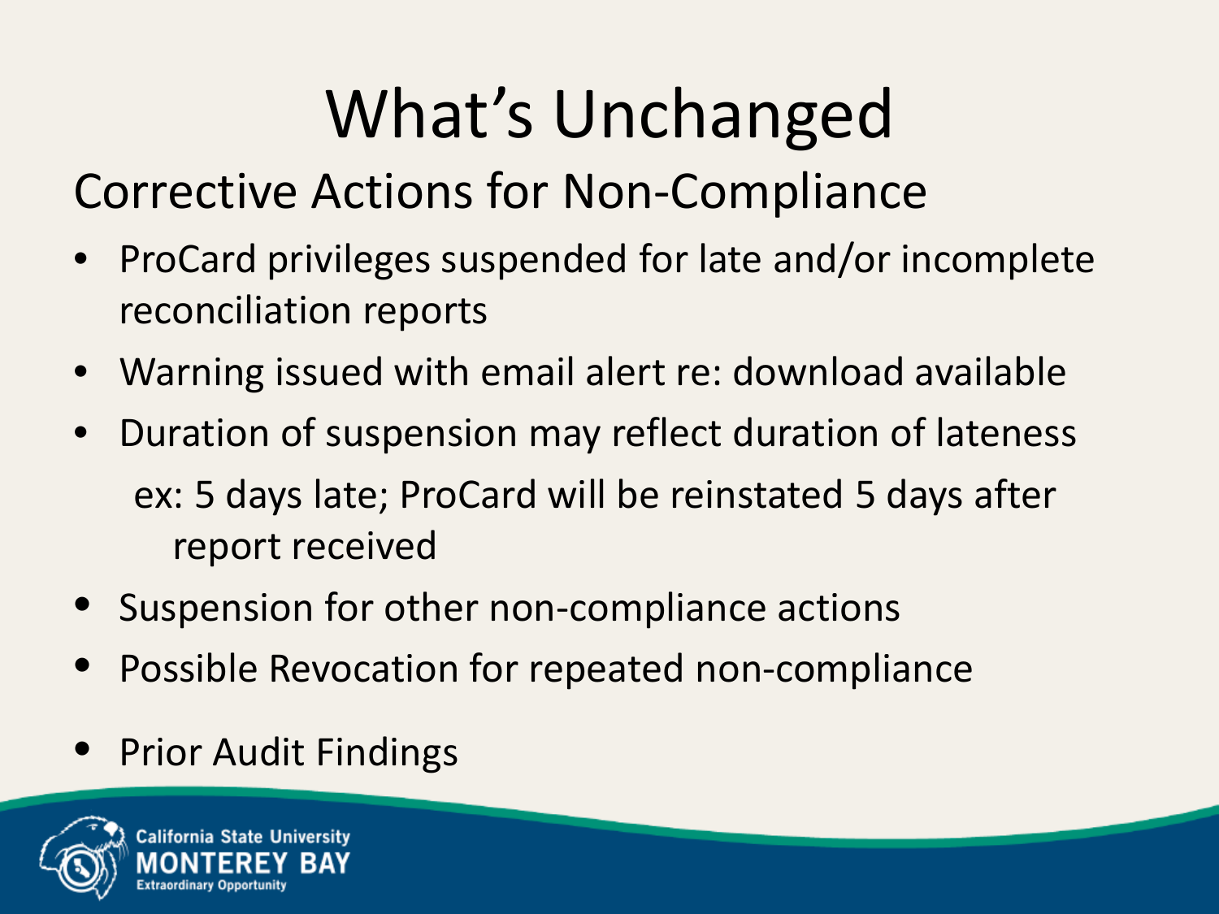# What's Unchanged

## Corrective Actions for Non-Compliance

- ProCard privileges suspended for late and/or incomplete reconciliation reports
- Warning issued with email alert re: download available
- Duration of suspension may reflect duration of lateness

  ex: 5 days late; ProCard will be reinstated 5 days after report received
- Suspension for other non-compliance actions
- Possible Revocation for repeated non-compliance
- Prior Audit Findings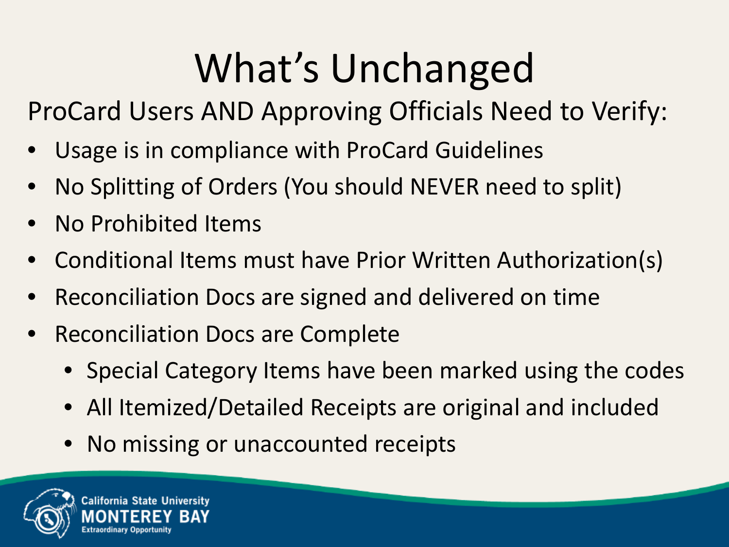# What's Unchanged

ProCard Users AND Approving Officials Need to Verify:

- Usage is in compliance with ProCard Guidelines
- No Splitting of Orders (You should NEVER need to split)
- No Prohibited Items
- Conditional Items must have Prior Written Authorization(s)
- Reconciliation Docs are signed and delivered on time
- Reconciliation Docs are Complete
  - Special Category Items have been marked using the codes
  - All Itemized/Detailed Receipts are original and included
  - No missing or unaccounted receipts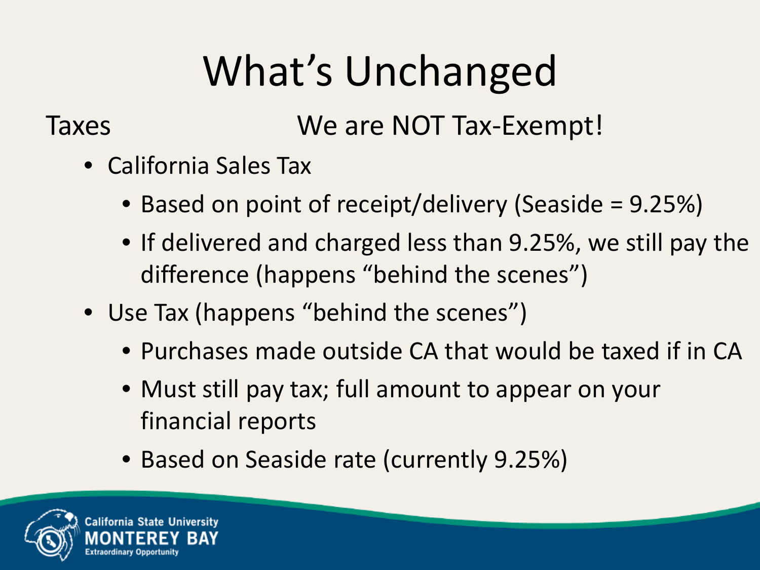# What's Unchanged

Taxes We are NOT Tax-Exempt!

- California Sales Tax
  - Based on point of receipt/delivery (Seaside = 9.25%)
  - If delivered and charged less than 9.25%, we still pay the difference (happens "behind the scenes")
- Use Tax (happens "behind the scenes")
  - Purchases made outside CA that would be taxed if in CA
  - Must still pay tax; full amount to appear on your financial reports
  - Based on Seaside rate (currently 9.25%)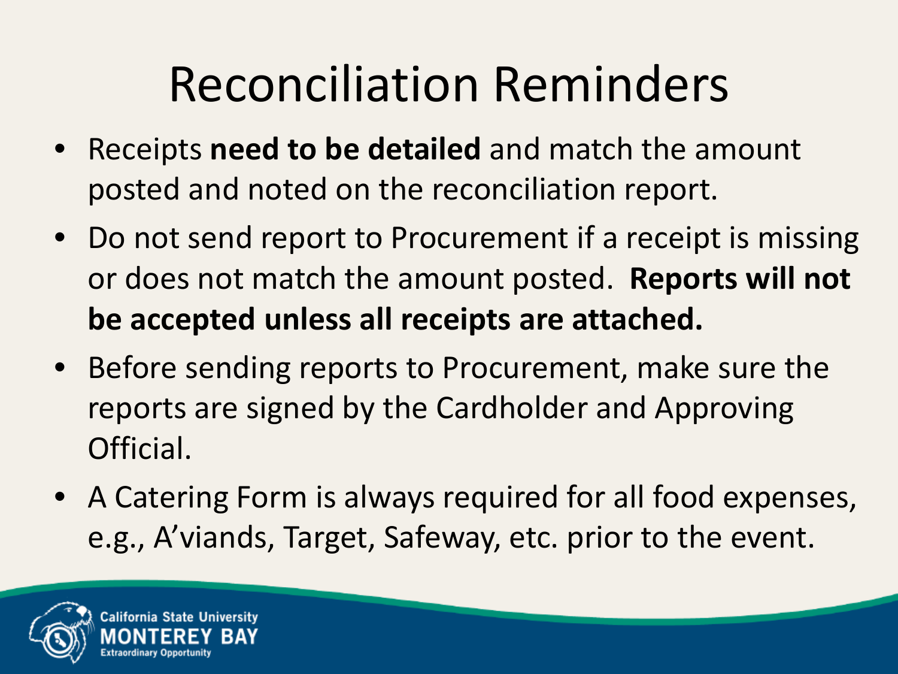# Reconciliation Reminders

- Receipts **need to be detailed** and match the amount posted and noted on the reconciliation report.
- Do not send report to Procurement if a receipt is missing or does not match the amount posted. **Reports will not be accepted unless all receipts are attached.**
- Before sending reports to Procurement, make sure the reports are signed by the Cardholder and Approving Official.
- A Catering Form is always required for all food expenses, e.g., A'viands, Target, Safeway, etc. prior to the event.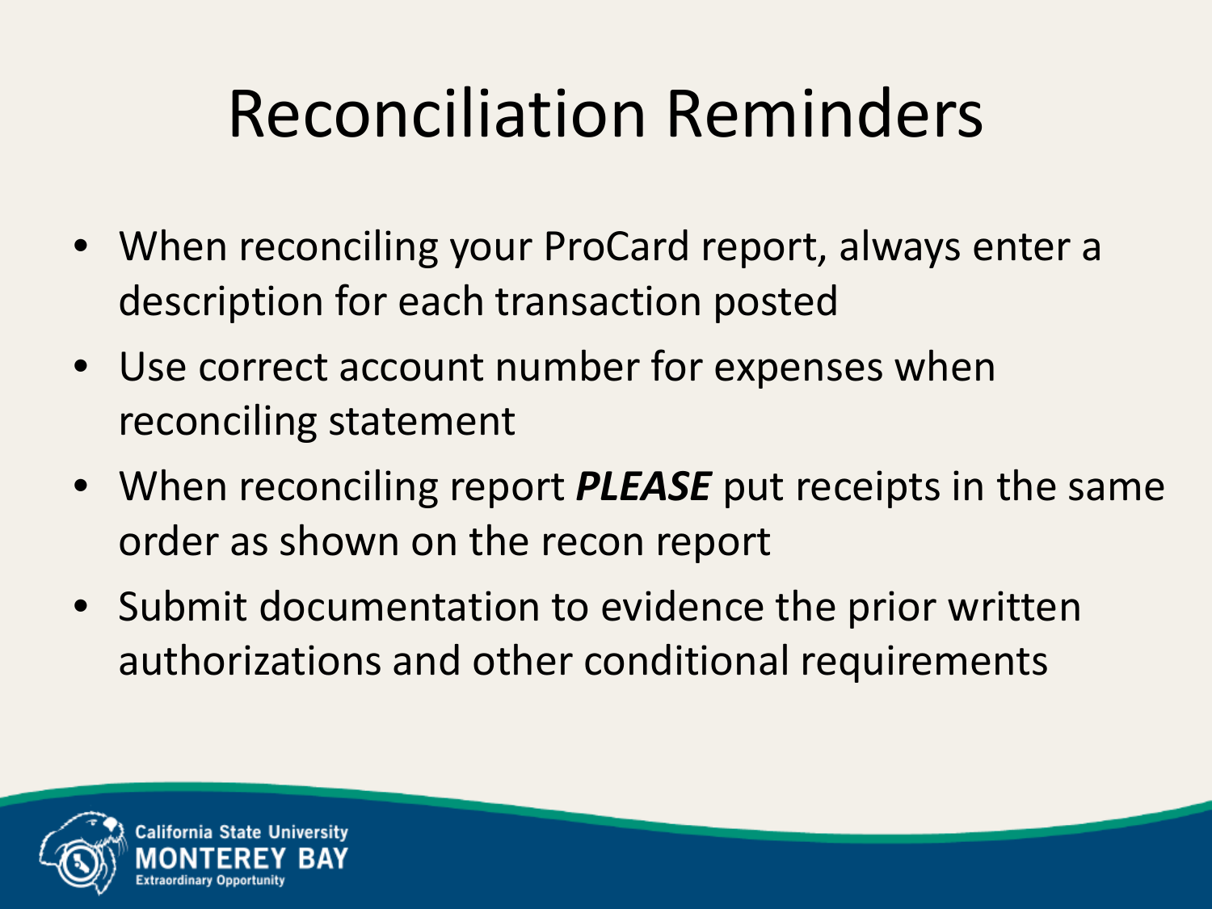# Reconciliation Reminders

- When reconciling your ProCard report, always enter a description for each transaction posted
- Use correct account number for expenses when reconciling statement
- When reconciling report ***PLEASE*** put receipts in the same order as shown on the recon report
- Submit documentation to evidence the prior written authorizations and other conditional requirements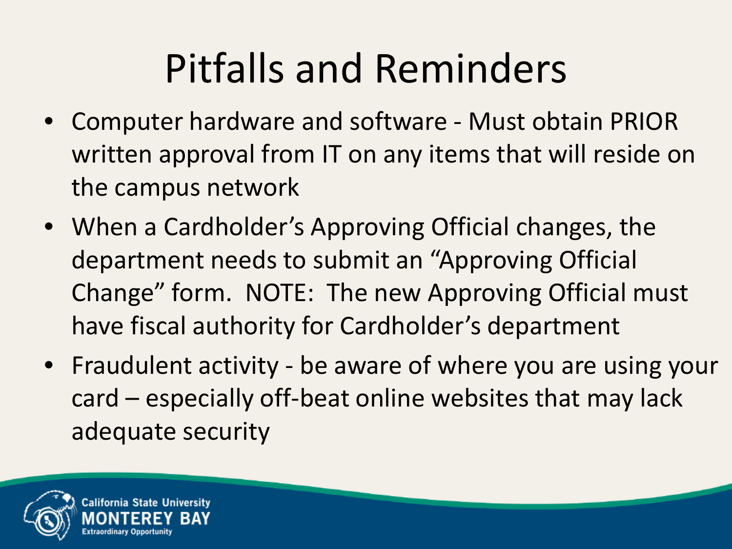# Pitfalls and Reminders

- Computer hardware and software - Must obtain PRIOR written approval from IT on any items that will reside on the campus network
- When a Cardholder's Approving Official changes, the department needs to submit an "Approving Official Change" form. NOTE: The new Approving Official must have fiscal authority for Cardholder's department
- Fraudulent activity - be aware of where you are using your card – especially off-beat online websites that may lack adequate security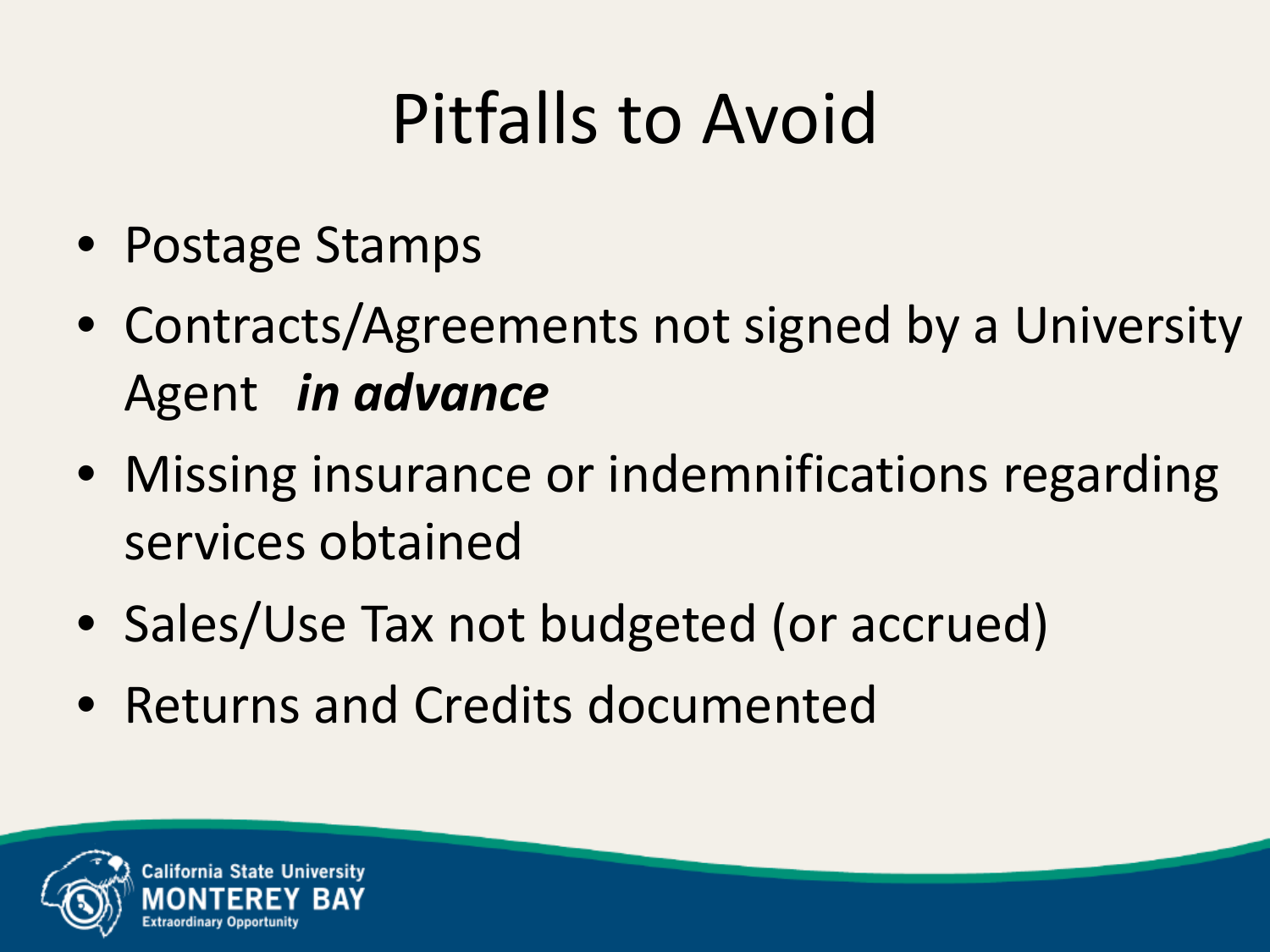# Pitfalls to Avoid

- Postage Stamps
- Contracts/Agreements not signed by a University Agent ***in advance***
- Missing insurance or indemnifications regarding services obtained
- Sales/Use Tax not budgeted (or accrued)
- Returns and Credits documented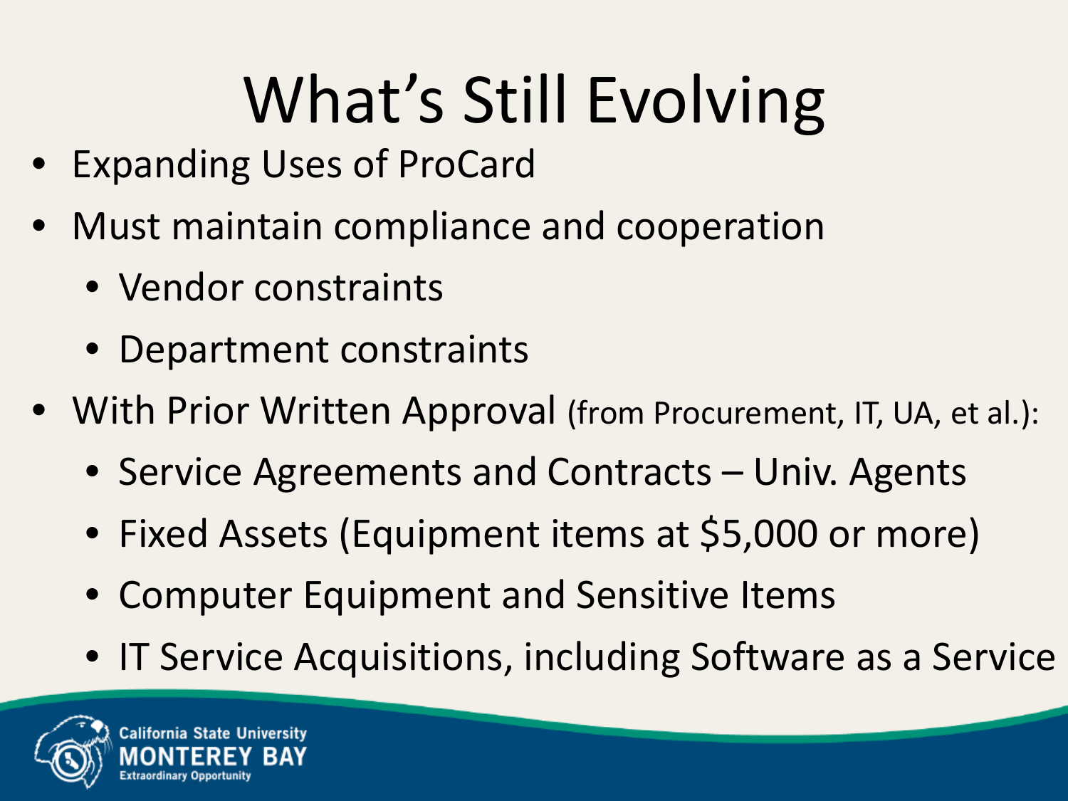# What's Still Evolving

- Expanding Uses of ProCard
- Must maintain compliance and cooperation
  - Vendor constraints
  - Department constraints
- With Prior Written Approval (from Procurement, IT, UA, et al.):
  - Service Agreements and Contracts – Univ. Agents
  - Fixed Assets (Equipment items at $5,000 or more)
  - Computer Equipment and Sensitive Items
  - IT Service Acquisitions, including Software as a Service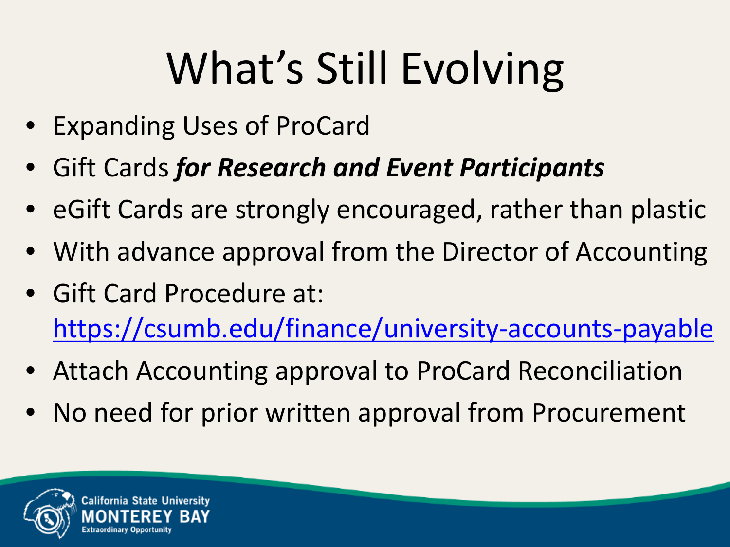# What's Still Evolving

- Expanding Uses of ProCard
- Gift Cards ***for Research and Event Participants***
- eGift Cards are strongly encouraged, rather than plastic
- With advance approval from the Director of Accounting
- Gift Card Procedure at: https://csumb.edu/finance/university-accounts-payable
- Attach Accounting approval to ProCard Reconciliation
- No need for prior written approval from Procurement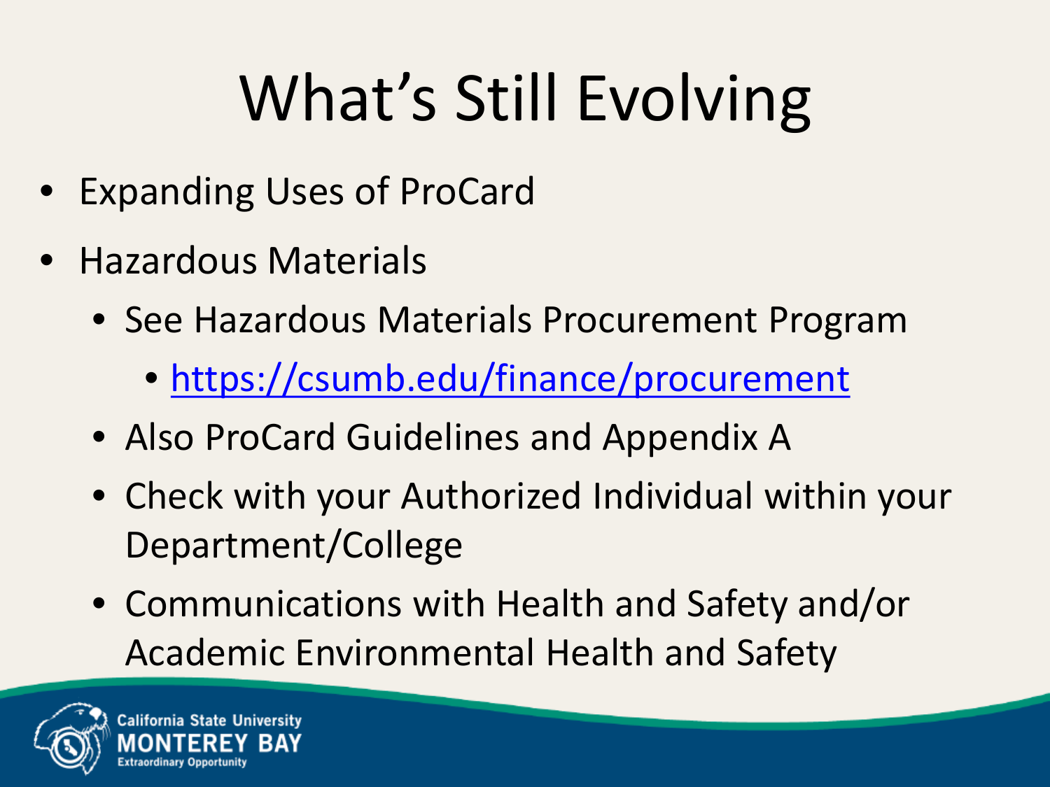# What's Still Evolving

- Expanding Uses of ProCard
- Hazardous Materials
  - See Hazardous Materials Procurement Program
    - https://csumb.edu/finance/procurement
  - Also ProCard Guidelines and Appendix A
  - Check with your Authorized Individual within your Department/College
  - Communications with Health and Safety and/or Academic Environmental Health and Safety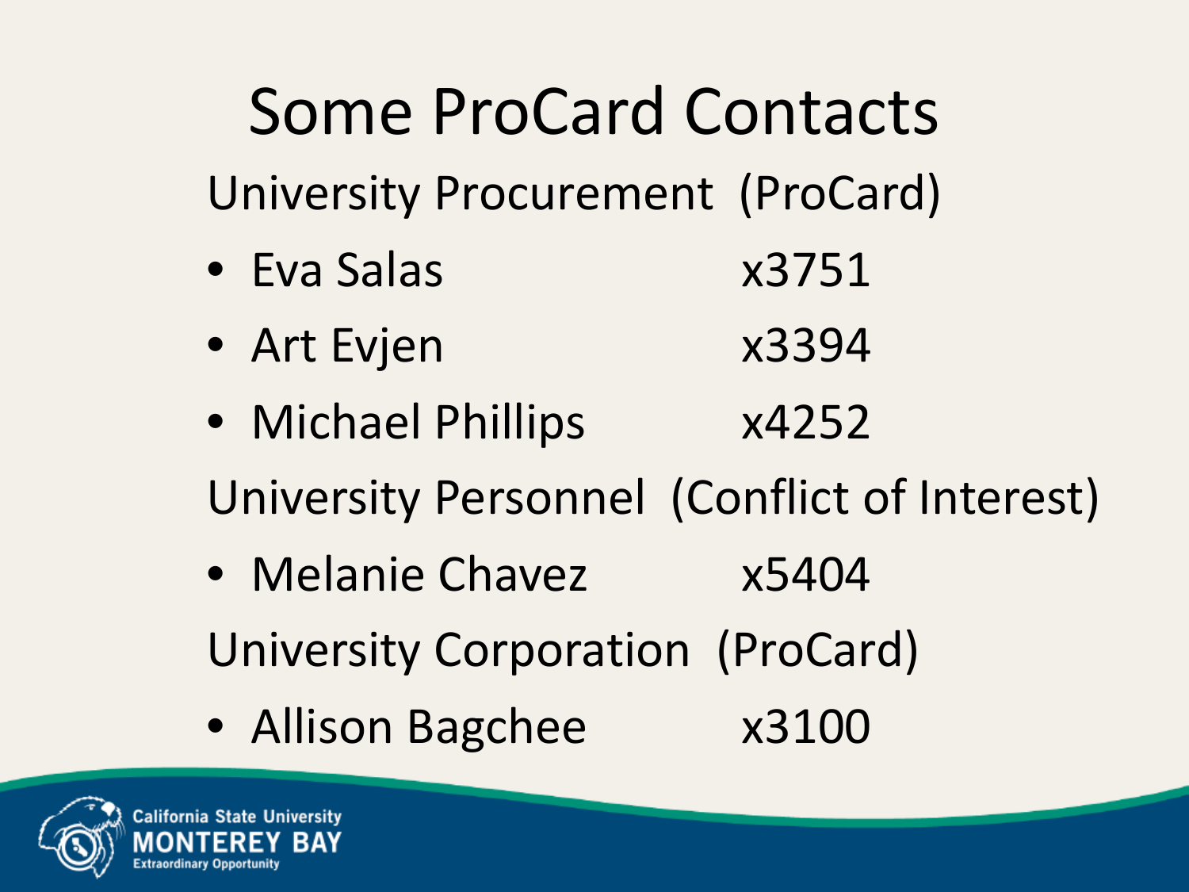# Some ProCard Contacts

University Procurement (ProCard)

- Eva Salas x3751
- Art Evjen x3394
- Michael Phillips x4252

University Personnel (Conflict of Interest)

- Melanie Chavez x5404

University Corporation (ProCard)

- Allison Bagchee x3100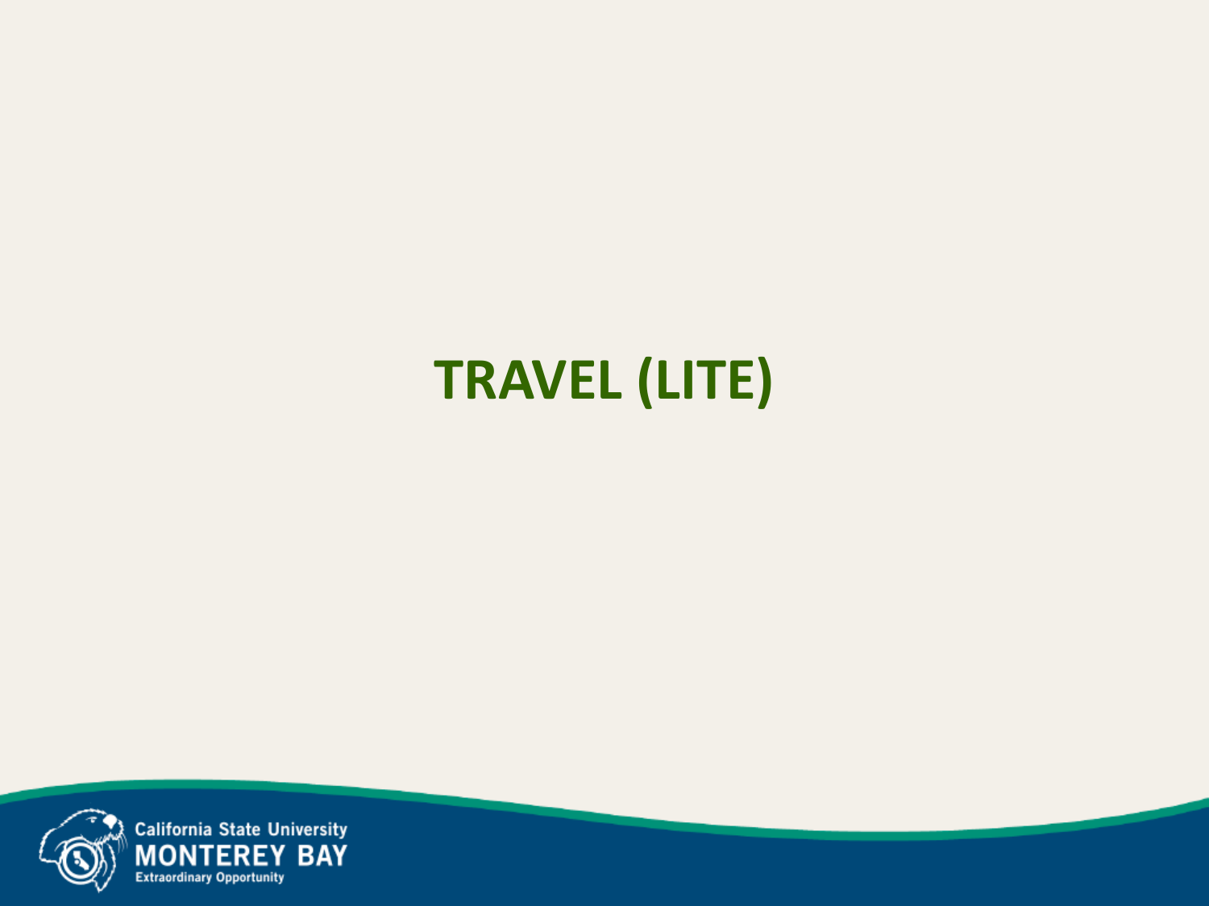# TRAVEL (LITE)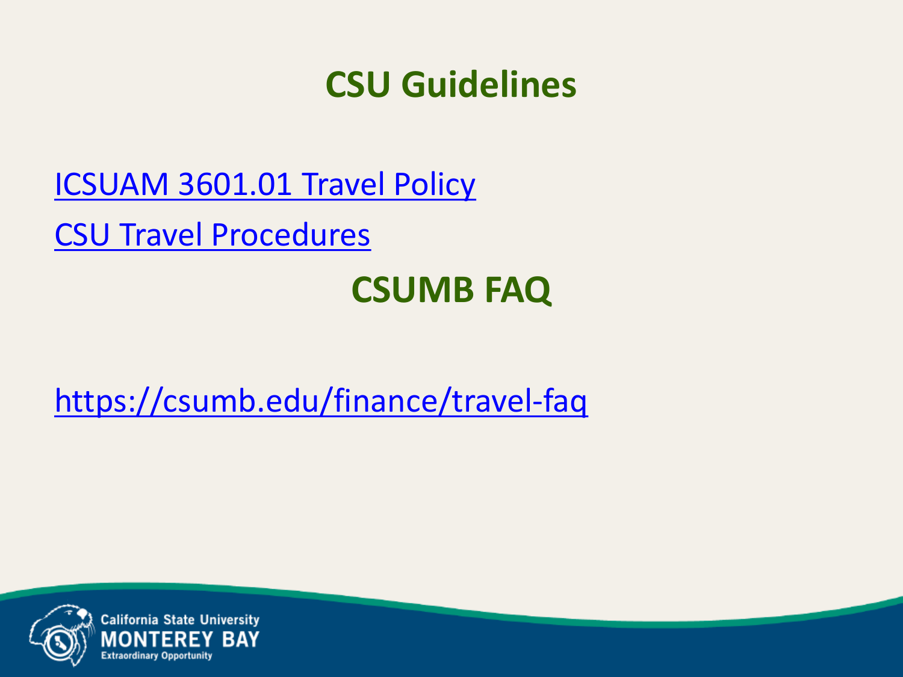# CSU Guidelines

ICSUAM 3601.01 Travel Policy

CSU Travel Procedures

# CSUMB FAQ

https://csumb.edu/finance/travel-faq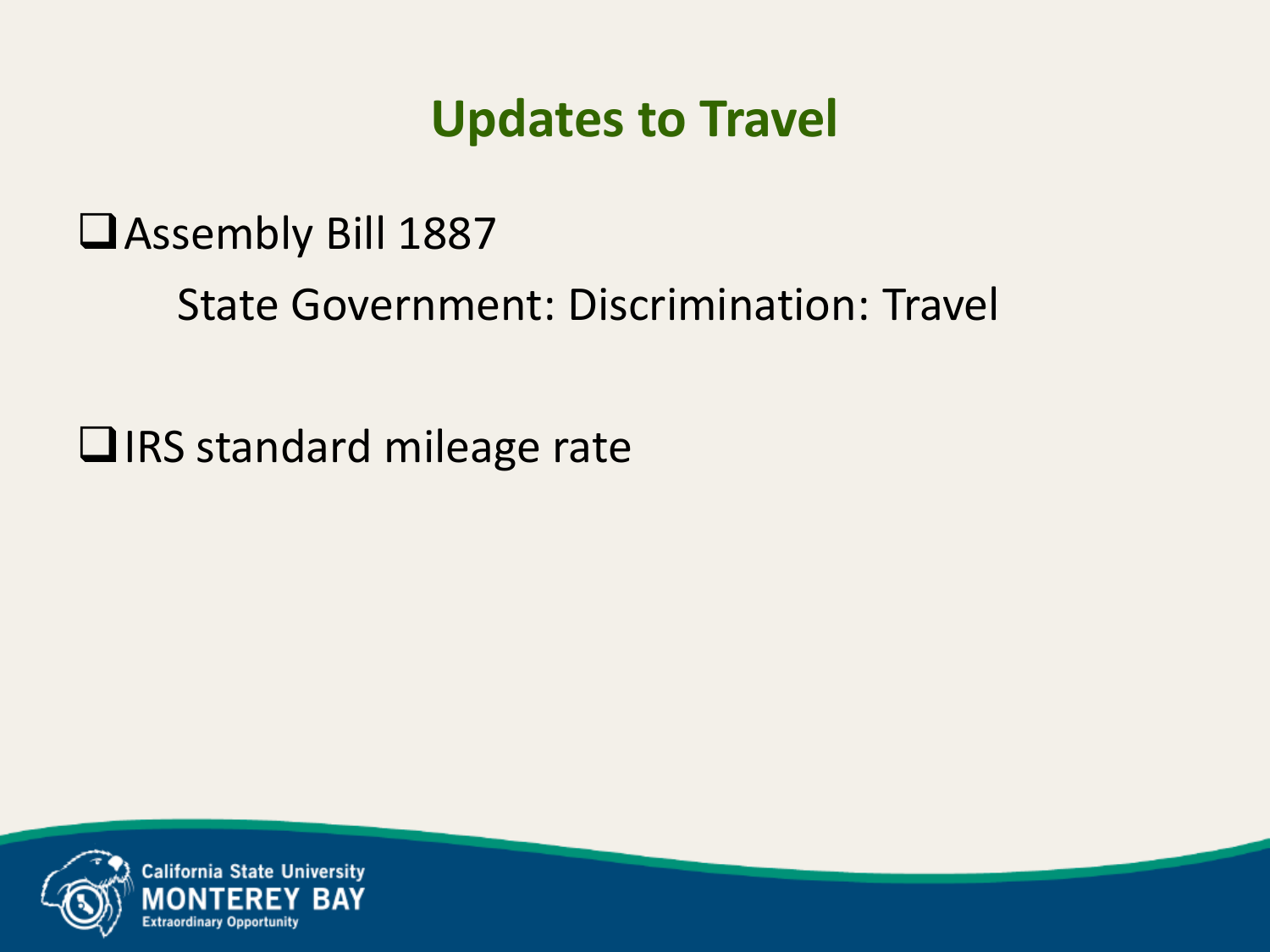# Updates to Travel

- Assembly Bill 1887
  
  State Government: Discrimination: Travel

- IRS standard mileage rate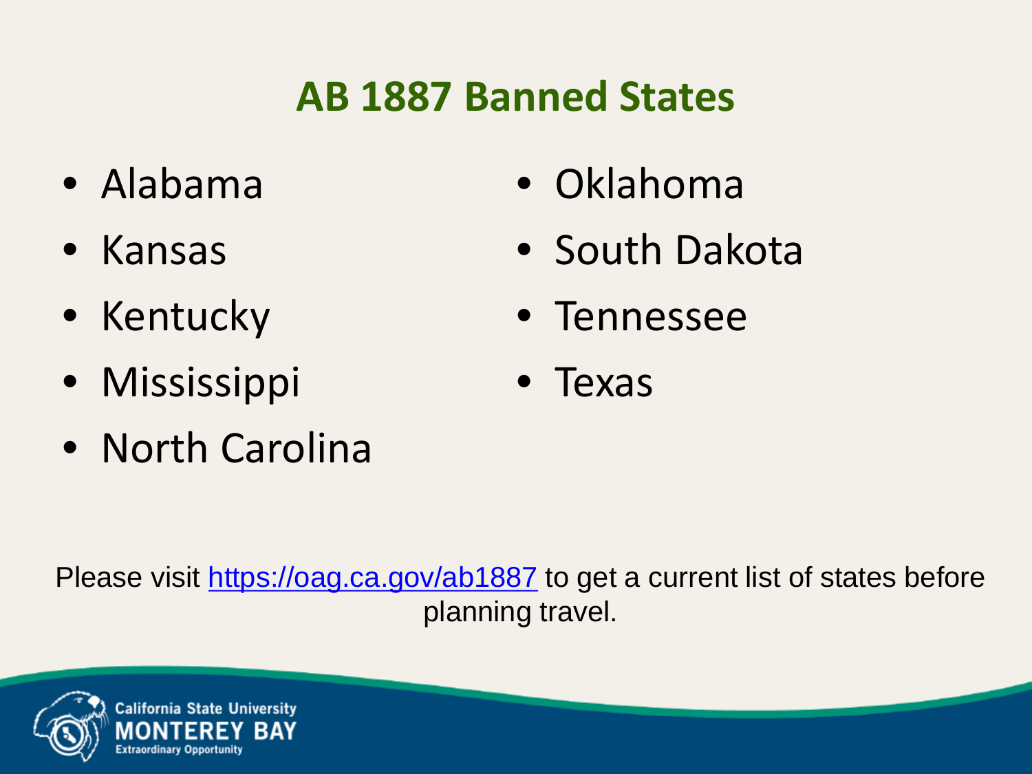# AB 1887 Banned States

- Alabama
- Kansas
- Kentucky
- Mississippi
- North Carolina
- Oklahoma
- South Dakota
- Tennessee
- Texas

Please visit [https://oag.ca.gov/ab1887](https://oag.ca.gov/ab1887) to get a current list of states before planning travel.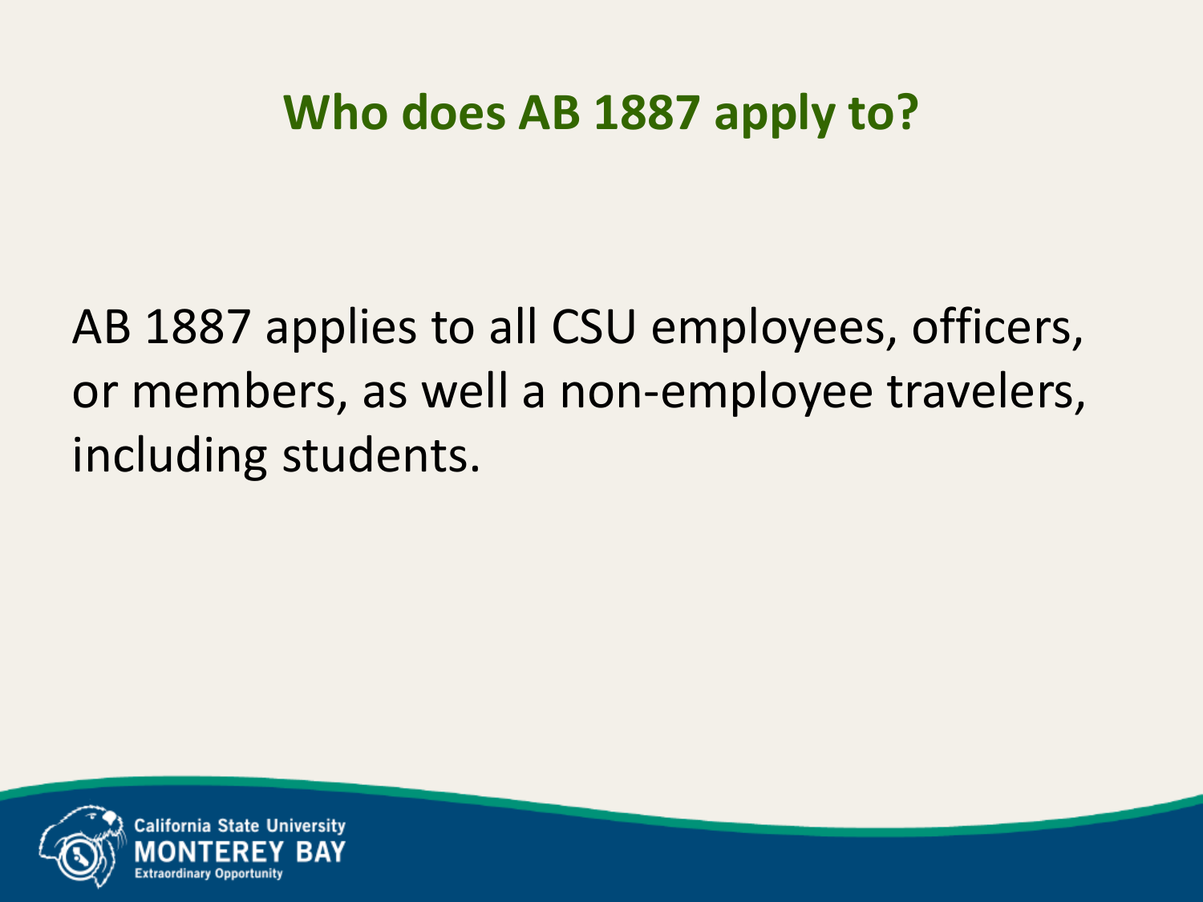# Who does AB 1887 apply to?

AB 1887 applies to all CSU employees, officers, or members, as well a non-employee travelers, including students.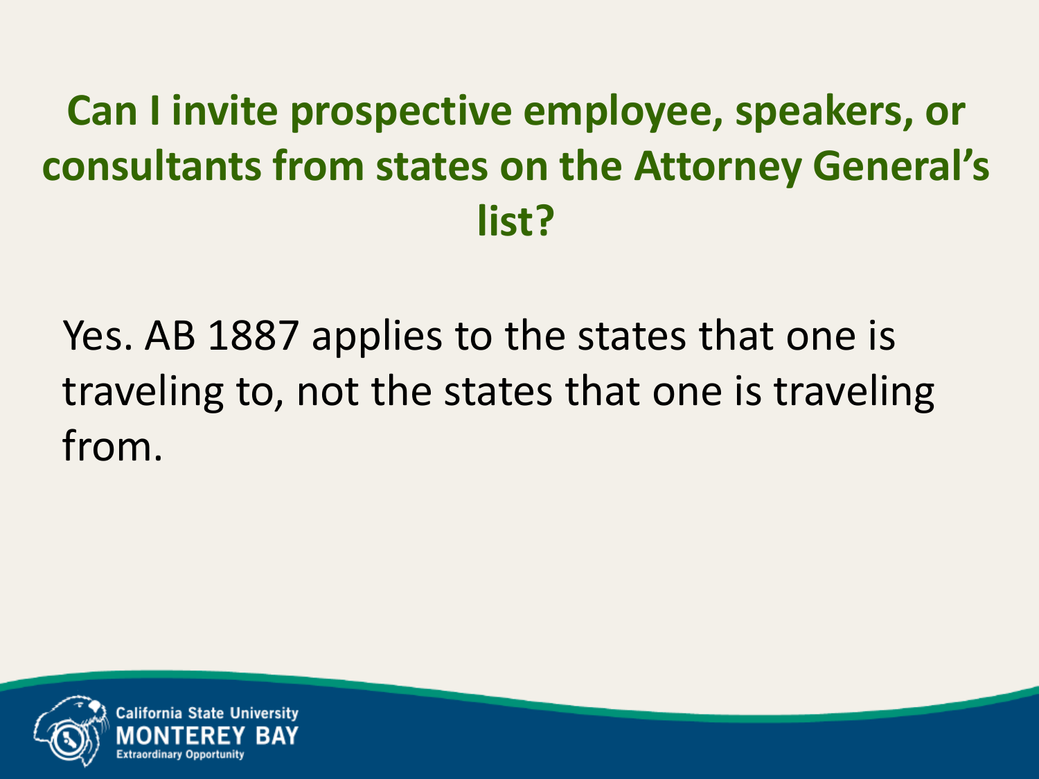# Can I invite prospective employee, speakers, or consultants from states on the Attorney General's list?

Yes. AB 1887 applies to the states that one is traveling to, not the states that one is traveling from.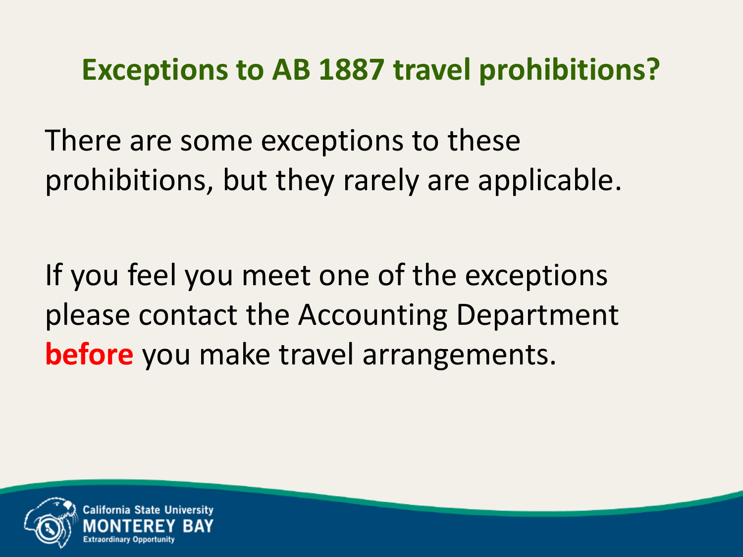## Exceptions to AB 1887 travel prohibitions?

There are some exceptions to these prohibitions, but they rarely are applicable.

If you feel you meet one of the exceptions please contact the Accounting Department **before** you make travel arrangements.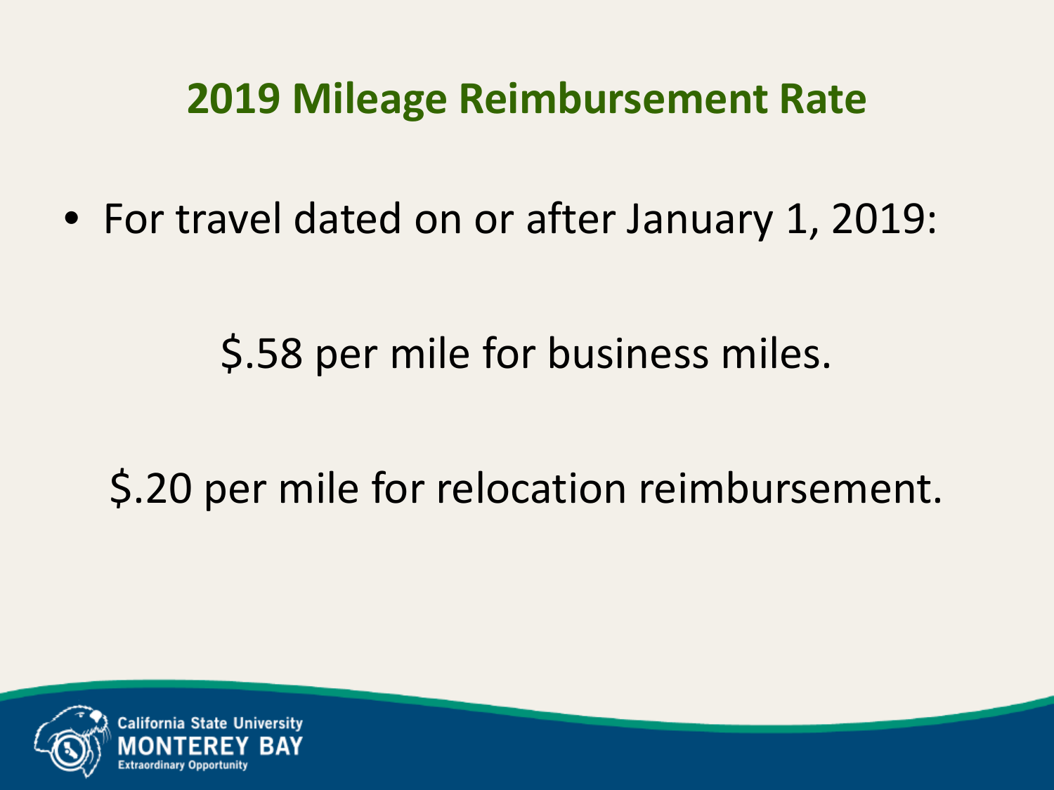## 2019 Mileage Reimbursement Rate

- For travel dated on or after January 1, 2019:

  $.58 per mile for business miles.

  $.20 per mile for relocation reimbursement.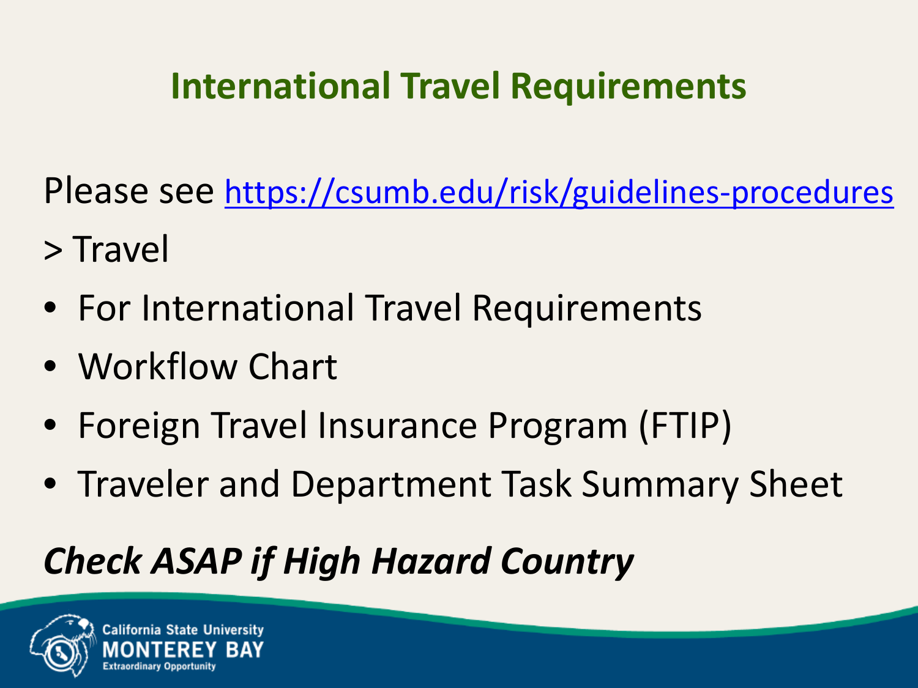# International Travel Requirements

Please see https://csumb.edu/risk/guidelines-procedures

> Travel

- For International Travel Requirements
- Workflow Chart
- Foreign Travel Insurance Program (FTIP)
- Traveler and Department Task Summary Sheet

***Check ASAP if High Hazard Country***